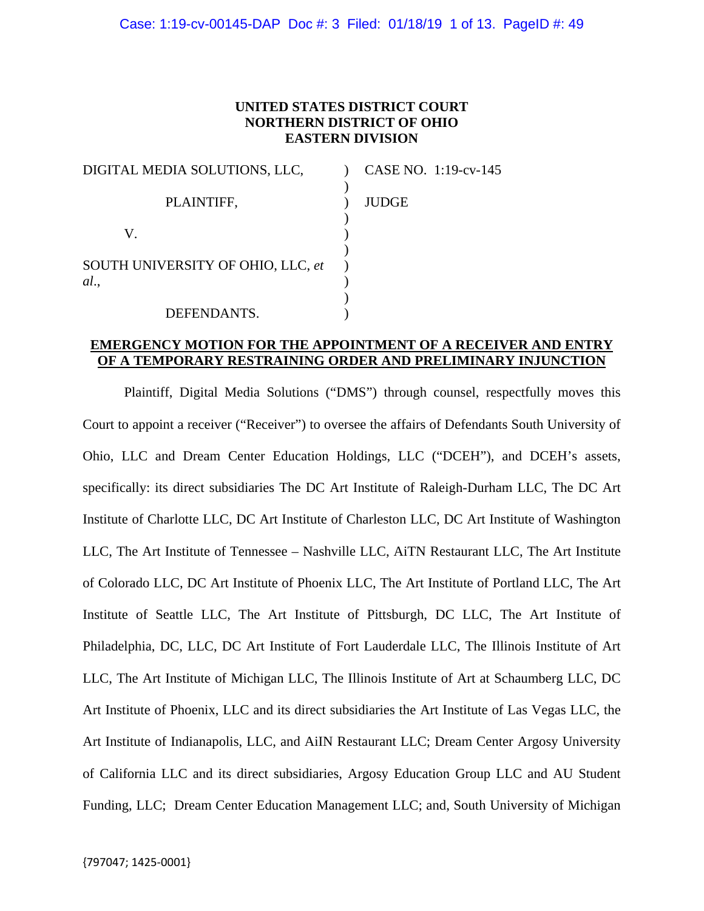**UNITED STATES DISTRICT COURT**
**NORTHERN DISTRICT OF OHIO**
**EASTERN DIVISION**

| | | |
|---|---|---|
| DIGITAL MEDIA SOLUTIONS, LLC, | ) | CASE NO. 1:19-cv-145 |
| | ) | |
| PLAINTIFF, | ) | JUDGE |
| | ) | |
| V. | ) | |
| | ) | |
| SOUTH UNIVERSITY OF OHIO, LLC, *et al*., | ) | |
| | ) | |
| DEFENDANTS. | ) | |

**EMERGENCY MOTION FOR THE APPOINTMENT OF A RECEIVER AND ENTRY OF A TEMPORARY RESTRAINING ORDER AND PRELIMINARY INJUNCTION**

Plaintiff, Digital Media Solutions ("DMS") through counsel, respectfully moves this Court to appoint a receiver ("Receiver") to oversee the affairs of Defendants South University of Ohio, LLC and Dream Center Education Holdings, LLC ("DCEH"), and DCEH's assets, specifically: its direct subsidiaries The DC Art Institute of Raleigh-Durham LLC, The DC Art Institute of Charlotte LLC, DC Art Institute of Charleston LLC, DC Art Institute of Washington LLC, The Art Institute of Tennessee – Nashville LLC, AiTN Restaurant LLC, The Art Institute of Colorado LLC, DC Art Institute of Phoenix LLC, The Art Institute of Portland LLC, The Art Institute of Seattle LLC, The Art Institute of Pittsburgh, DC LLC, The Art Institute of Philadelphia, DC, LLC, DC Art Institute of Fort Lauderdale LLC, The Illinois Institute of Art LLC, The Art Institute of Michigan LLC, The Illinois Institute of Art at Schaumberg LLC, DC Art Institute of Phoenix, LLC and its direct subsidiaries the Art Institute of Las Vegas LLC, the Art Institute of Indianapolis, LLC, and AiIN Restaurant LLC; Dream Center Argosy University of California LLC and its direct subsidiaries, Argosy Education Group LLC and AU Student Funding, LLC; Dream Center Education Management LLC; and, South University of Michigan

{797047; 1425-0001}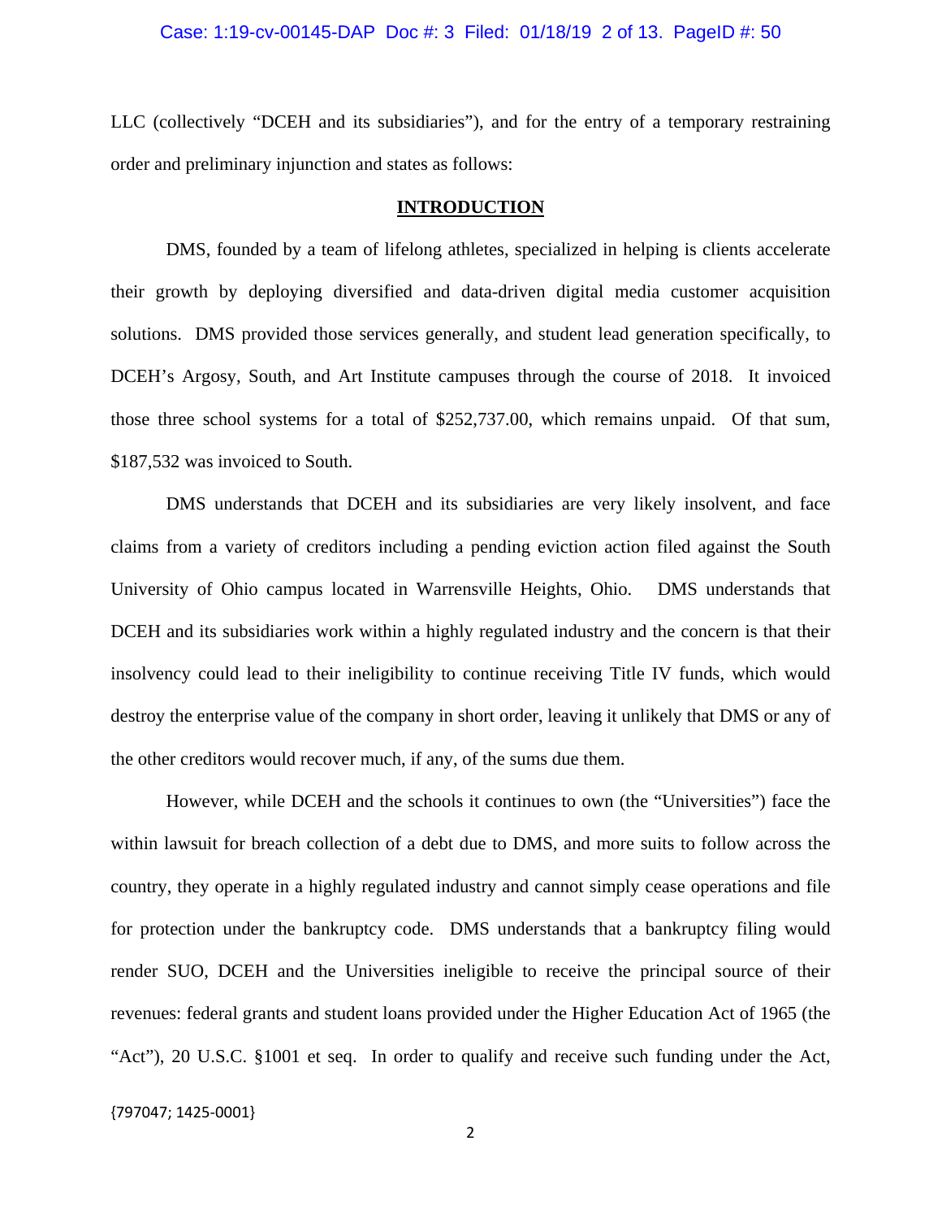LLC (collectively "DCEH and its subsidiaries"), and for the entry of a temporary restraining order and preliminary injunction and states as follows:

## INTRODUCTION

DMS, founded by a team of lifelong athletes, specialized in helping is clients accelerate their growth by deploying diversified and data-driven digital media customer acquisition solutions. DMS provided those services generally, and student lead generation specifically, to DCEH's Argosy, South, and Art Institute campuses through the course of 2018. It invoiced those three school systems for a total of $252,737.00, which remains unpaid. Of that sum, $187,532 was invoiced to South.

DMS understands that DCEH and its subsidiaries are very likely insolvent, and face claims from a variety of creditors including a pending eviction action filed against the South University of Ohio campus located in Warrensville Heights, Ohio. DMS understands that DCEH and its subsidiaries work within a highly regulated industry and the concern is that their insolvency could lead to their ineligibility to continue receiving Title IV funds, which would destroy the enterprise value of the company in short order, leaving it unlikely that DMS or any of the other creditors would recover much, if any, of the sums due them.

However, while DCEH and the schools it continues to own (the "Universities") face the within lawsuit for breach collection of a debt due to DMS, and more suits to follow across the country, they operate in a highly regulated industry and cannot simply cease operations and file for protection under the bankruptcy code. DMS understands that a bankruptcy filing would render SUO, DCEH and the Universities ineligible to receive the principal source of their revenues: federal grants and student loans provided under the Higher Education Act of 1965 (the "Act"), 20 U.S.C. §1001 et seq. In order to qualify and receive such funding under the Act,

{797047; 1425-0001}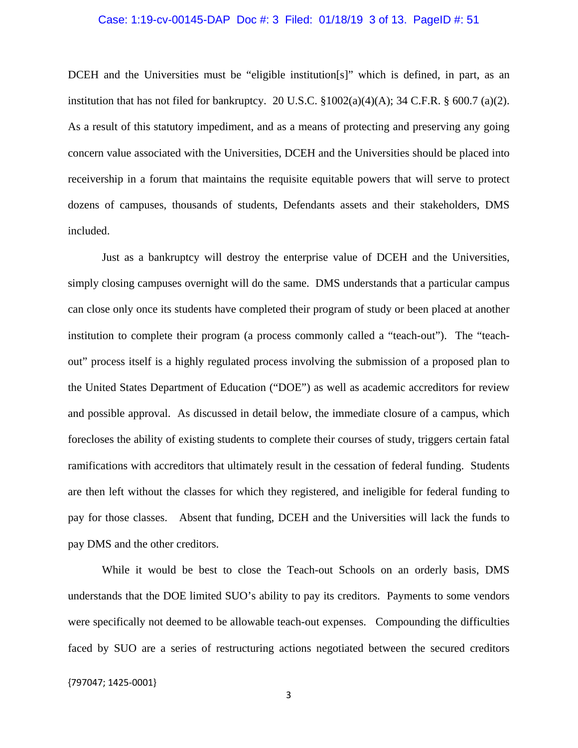DCEH and the Universities must be "eligible institution[s]" which is defined, in part, as an institution that has not filed for bankruptcy. 20 U.S.C. §1002(a)(4)(A); 34 C.F.R. § 600.7 (a)(2). As a result of this statutory impediment, and as a means of protecting and preserving any going concern value associated with the Universities, DCEH and the Universities should be placed into receivership in a forum that maintains the requisite equitable powers that will serve to protect dozens of campuses, thousands of students, Defendants assets and their stakeholders, DMS included.

Just as a bankruptcy will destroy the enterprise value of DCEH and the Universities, simply closing campuses overnight will do the same. DMS understands that a particular campus can close only once its students have completed their program of study or been placed at another institution to complete their program (a process commonly called a "teach-out"). The "teach-out" process itself is a highly regulated process involving the submission of a proposed plan to the United States Department of Education ("DOE") as well as academic accreditors for review and possible approval. As discussed in detail below, the immediate closure of a campus, which forecloses the ability of existing students to complete their courses of study, triggers certain fatal ramifications with accreditors that ultimately result in the cessation of federal funding. Students are then left without the classes for which they registered, and ineligible for federal funding to pay for those classes. Absent that funding, DCEH and the Universities will lack the funds to pay DMS and the other creditors.

While it would be best to close the Teach-out Schools on an orderly basis, DMS understands that the DOE limited SUO's ability to pay its creditors. Payments to some vendors were specifically not deemed to be allowable teach-out expenses. Compounding the difficulties faced by SUO are a series of restructuring actions negotiated between the secured creditors

{797047; 1425-0001}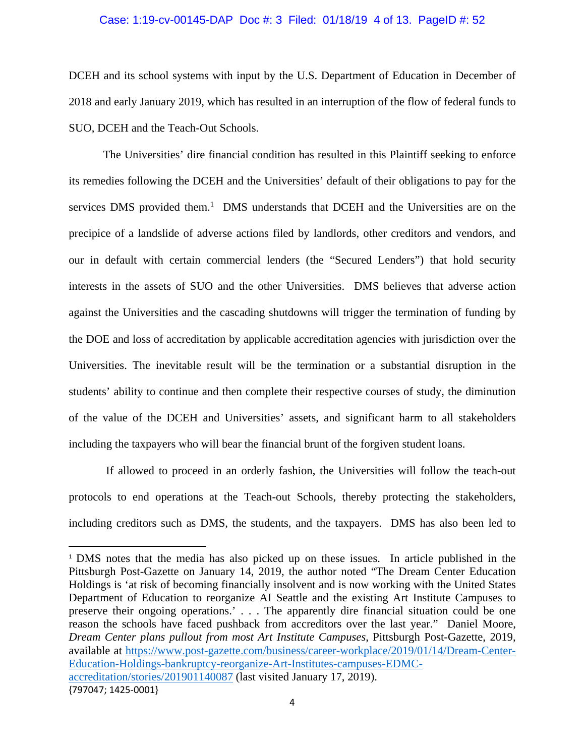DCEH and its school systems with input by the U.S. Department of Education in December of 2018 and early January 2019, which has resulted in an interruption of the flow of federal funds to SUO, DCEH and the Teach-Out Schools.

The Universities' dire financial condition has resulted in this Plaintiff seeking to enforce its remedies following the DCEH and the Universities' default of their obligations to pay for the services DMS provided them.[1] DMS understands that DCEH and the Universities are on the precipice of a landslide of adverse actions filed by landlords, other creditors and vendors, and our in default with certain commercial lenders (the "Secured Lenders") that hold security interests in the assets of SUO and the other Universities. DMS believes that adverse action against the Universities and the cascading shutdowns will trigger the termination of funding by the DOE and loss of accreditation by applicable accreditation agencies with jurisdiction over the Universities. The inevitable result will be the termination or a substantial disruption in the students' ability to continue and then complete their respective courses of study, the diminution of the value of the DCEH and Universities' assets, and significant harm to all stakeholders including the taxpayers who will bear the financial brunt of the forgiven student loans.

If allowed to proceed in an orderly fashion, the Universities will follow the teach-out protocols to end operations at the Teach-out Schools, thereby protecting the stakeholders, including creditors such as DMS, the students, and the taxpayers. DMS has also been led to

---

[1] DMS notes that the media has also picked up on these issues. In article published in the Pittsburgh Post-Gazette on January 14, 2019, the author noted "The Dream Center Education Holdings is 'at risk of becoming financially insolvent and is now working with the United States Department of Education to reorganize AI Seattle and the existing Art Institute Campuses to preserve their ongoing operations.' . . . The apparently dire financial situation could be one reason the schools have faced pushback from accreditors over the last year." Daniel Moore, *Dream Center plans pullout from most Art Institute Campuses*, Pittsburgh Post-Gazette, 2019, available at https://www.post-gazette.com/business/career-workplace/2019/01/14/Dream-Center-Education-Holdings-bankruptcy-reorganize-Art-Institutes-campuses-EDMC-accreditation/stories/201901140087 (last visited January 17, 2019).

{797047; 1425-0001}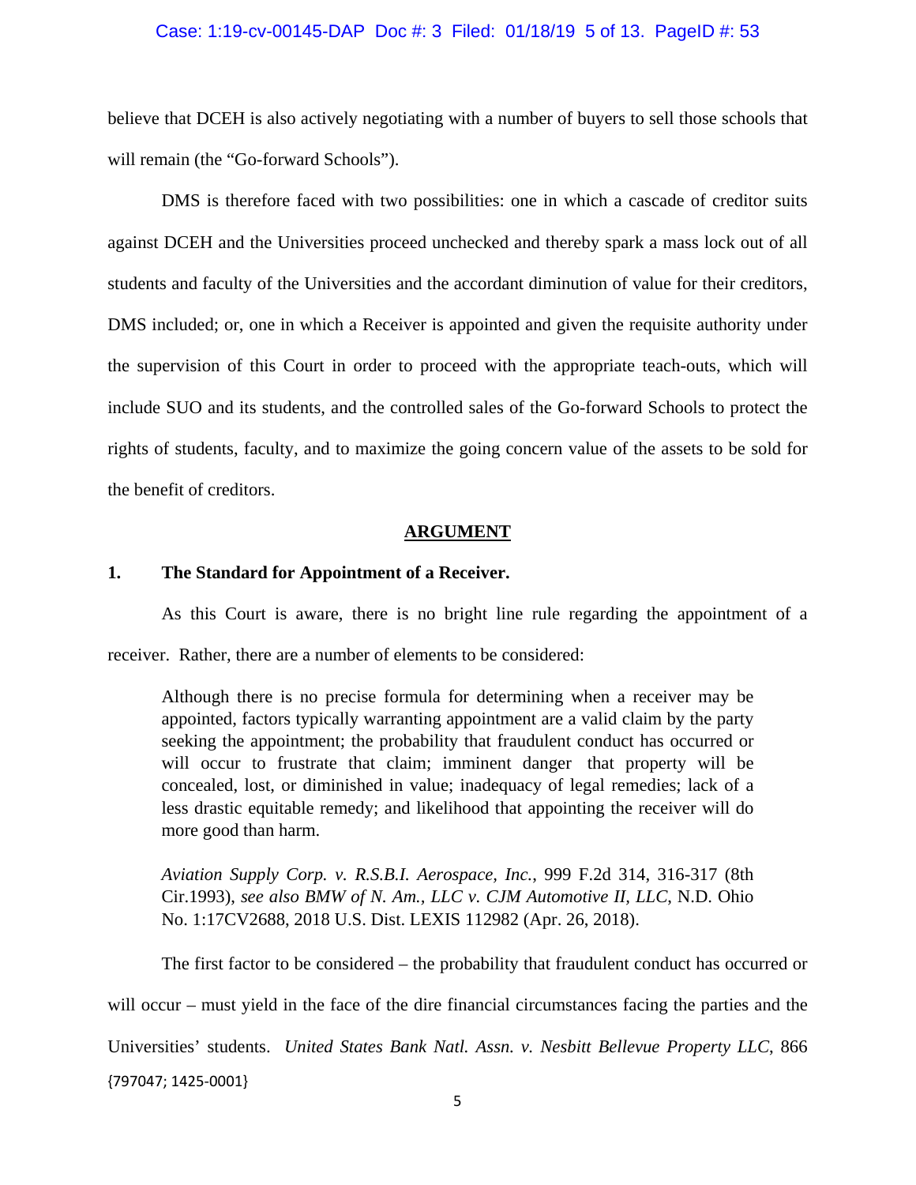believe that DCEH is also actively negotiating with a number of buyers to sell those schools that will remain (the "Go-forward Schools").

DMS is therefore faced with two possibilities: one in which a cascade of creditor suits against DCEH and the Universities proceed unchecked and thereby spark a mass lock out of all students and faculty of the Universities and the accordant diminution of value for their creditors, DMS included; or, one in which a Receiver is appointed and given the requisite authority under the supervision of this Court in order to proceed with the appropriate teach-outs, which will include SUO and its students, and the controlled sales of the Go-forward Schools to protect the rights of students, faculty, and to maximize the going concern value of the assets to be sold for the benefit of creditors.

## ARGUMENT

### 1. The Standard for Appointment of a Receiver.

As this Court is aware, there is no bright line rule regarding the appointment of a receiver. Rather, there are a number of elements to be considered:

> Although there is no precise formula for determining when a receiver may be appointed, factors typically warranting appointment are a valid claim by the party seeking the appointment; the probability that fraudulent conduct has occurred or will occur to frustrate that claim; imminent danger that property will be concealed, lost, or diminished in value; inadequacy of legal remedies; lack of a less drastic equitable remedy; and likelihood that appointing the receiver will do more good than harm.
>
> *Aviation Supply Corp. v. R.S.B.I. Aerospace, Inc.*, 999 F.2d 314, 316-317 (8th Cir.1993), *see also BMW of N. Am., LLC v. CJM Automotive II, LLC*, N.D. Ohio No. 1:17CV2688, 2018 U.S. Dist. LEXIS 112982 (Apr. 26, 2018).

The first factor to be considered – the probability that fraudulent conduct has occurred or will occur – must yield in the face of the dire financial circumstances facing the parties and the Universities' students. *United States Bank Natl. Assn. v. Nesbitt Bellevue Property LLC*, 866

{797047; 1425-0001}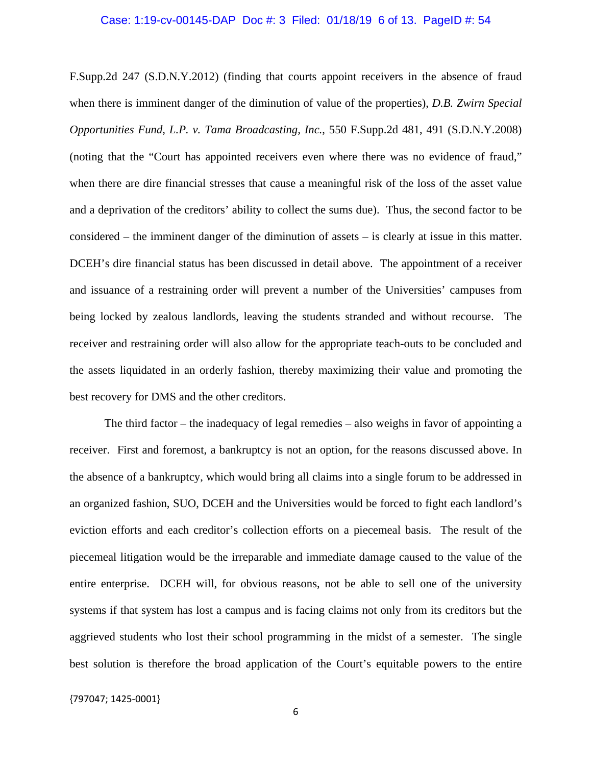F.Supp.2d 247 (S.D.N.Y.2012) (finding that courts appoint receivers in the absence of fraud when there is imminent danger of the diminution of value of the properties), *D.B. Zwirn Special Opportunities Fund, L.P. v. Tama Broadcasting, Inc.*, 550 F.Supp.2d 481, 491 (S.D.N.Y.2008) (noting that the "Court has appointed receivers even where there was no evidence of fraud," when there are dire financial stresses that cause a meaningful risk of the loss of the asset value and a deprivation of the creditors' ability to collect the sums due). Thus, the second factor to be considered – the imminent danger of the diminution of assets – is clearly at issue in this matter. DCEH's dire financial status has been discussed in detail above. The appointment of a receiver and issuance of a restraining order will prevent a number of the Universities' campuses from being locked by zealous landlords, leaving the students stranded and without recourse. The receiver and restraining order will also allow for the appropriate teach-outs to be concluded and the assets liquidated in an orderly fashion, thereby maximizing their value and promoting the best recovery for DMS and the other creditors.

The third factor – the inadequacy of legal remedies – also weighs in favor of appointing a receiver. First and foremost, a bankruptcy is not an option, for the reasons discussed above. In the absence of a bankruptcy, which would bring all claims into a single forum to be addressed in an organized fashion, SUO, DCEH and the Universities would be forced to fight each landlord's eviction efforts and each creditor's collection efforts on a piecemeal basis. The result of the piecemeal litigation would be the irreparable and immediate damage caused to the value of the entire enterprise. DCEH will, for obvious reasons, not be able to sell one of the university systems if that system has lost a campus and is facing claims not only from its creditors but the aggrieved students who lost their school programming in the midst of a semester. The single best solution is therefore the broad application of the Court's equitable powers to the entire

{797047; 1425-0001}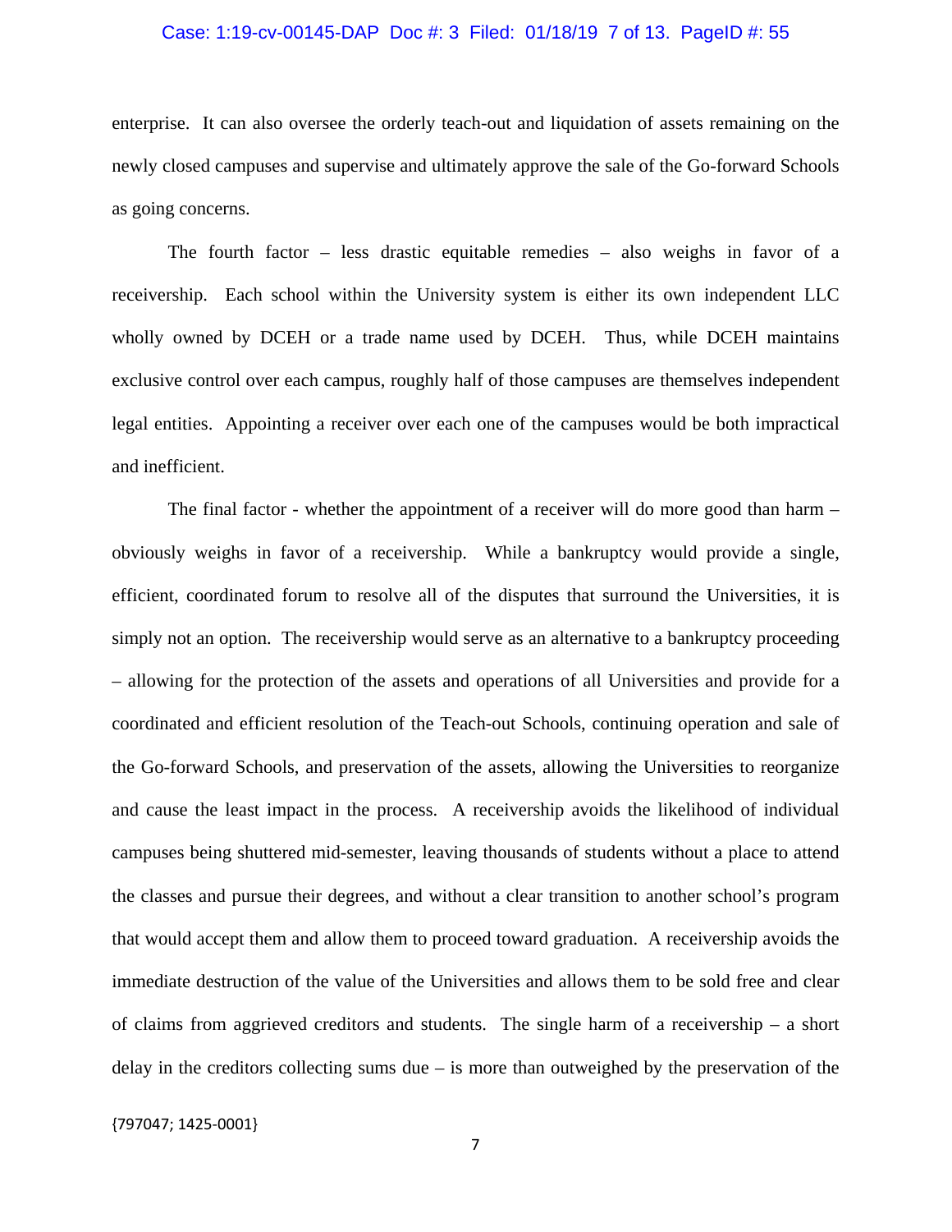enterprise. It can also oversee the orderly teach-out and liquidation of assets remaining on the newly closed campuses and supervise and ultimately approve the sale of the Go-forward Schools as going concerns.

The fourth factor – less drastic equitable remedies – also weighs in favor of a receivership. Each school within the University system is either its own independent LLC wholly owned by DCEH or a trade name used by DCEH. Thus, while DCEH maintains exclusive control over each campus, roughly half of those campuses are themselves independent legal entities. Appointing a receiver over each one of the campuses would be both impractical and inefficient.

The final factor - whether the appointment of a receiver will do more good than harm – obviously weighs in favor of a receivership. While a bankruptcy would provide a single, efficient, coordinated forum to resolve all of the disputes that surround the Universities, it is simply not an option. The receivership would serve as an alternative to a bankruptcy proceeding – allowing for the protection of the assets and operations of all Universities and provide for a coordinated and efficient resolution of the Teach-out Schools, continuing operation and sale of the Go-forward Schools, and preservation of the assets, allowing the Universities to reorganize and cause the least impact in the process. A receivership avoids the likelihood of individual campuses being shuttered mid-semester, leaving thousands of students without a place to attend the classes and pursue their degrees, and without a clear transition to another school's program that would accept them and allow them to proceed toward graduation. A receivership avoids the immediate destruction of the value of the Universities and allows them to be sold free and clear of claims from aggrieved creditors and students. The single harm of a receivership – a short delay in the creditors collecting sums due – is more than outweighed by the preservation of the

{797047; 1425-0001}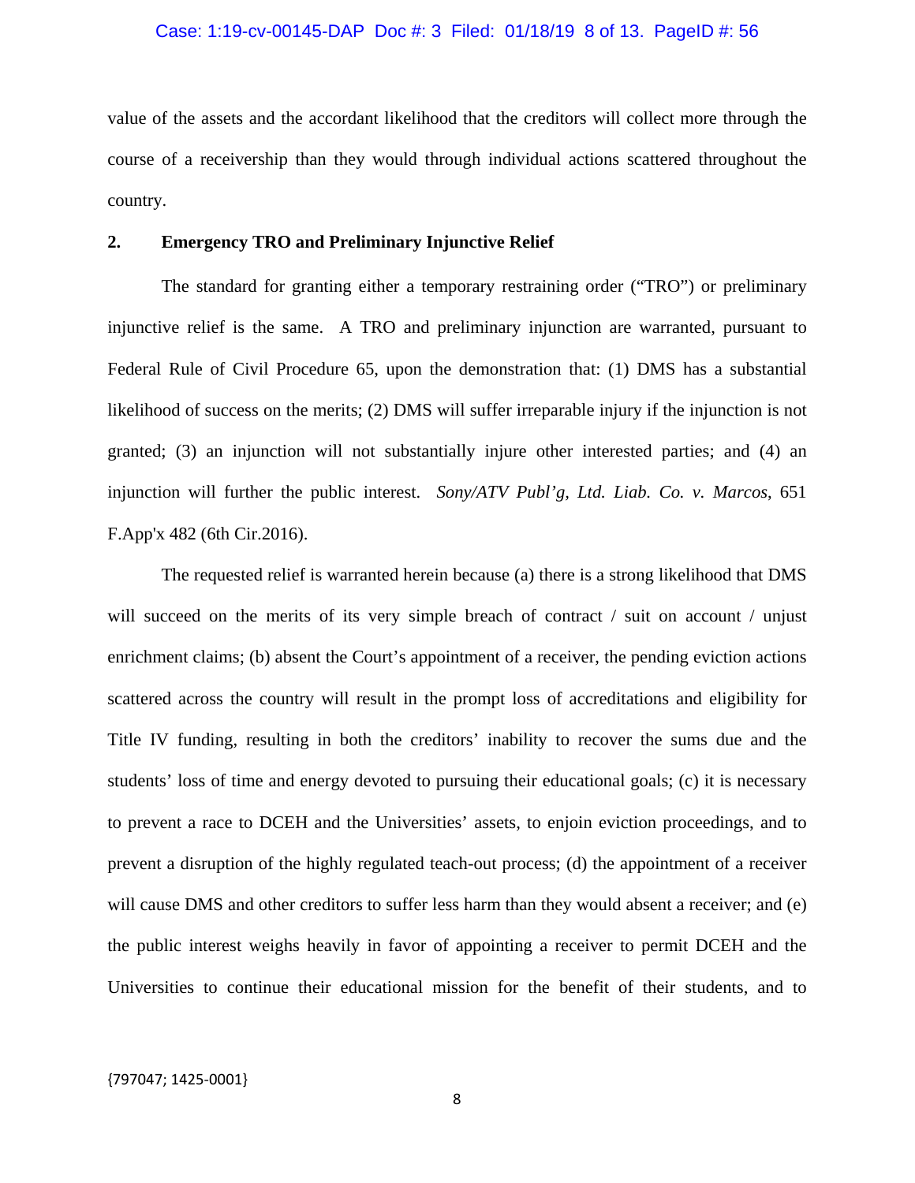value of the assets and the accordant likelihood that the creditors will collect more through the course of a receivership than they would through individual actions scattered throughout the country.

**2. Emergency TRO and Preliminary Injunctive Relief**

The standard for granting either a temporary restraining order ("TRO") or preliminary injunctive relief is the same. A TRO and preliminary injunction are warranted, pursuant to Federal Rule of Civil Procedure 65, upon the demonstration that: (1) DMS has a substantial likelihood of success on the merits; (2) DMS will suffer irreparable injury if the injunction is not granted; (3) an injunction will not substantially injure other interested parties; and (4) an injunction will further the public interest. *Sony/ATV Publ'g, Ltd. Liab. Co. v. Marcos*, 651 F.App'x 482 (6th Cir.2016).

The requested relief is warranted herein because (a) there is a strong likelihood that DMS will succeed on the merits of its very simple breach of contract / suit on account / unjust enrichment claims; (b) absent the Court's appointment of a receiver, the pending eviction actions scattered across the country will result in the prompt loss of accreditations and eligibility for Title IV funding, resulting in both the creditors' inability to recover the sums due and the students' loss of time and energy devoted to pursuing their educational goals; (c) it is necessary to prevent a race to DCEH and the Universities' assets, to enjoin eviction proceedings, and to prevent a disruption of the highly regulated teach-out process; (d) the appointment of a receiver will cause DMS and other creditors to suffer less harm than they would absent a receiver; and (e) the public interest weighs heavily in favor of appointing a receiver to permit DCEH and the Universities to continue their educational mission for the benefit of their students, and to

{797047; 1425-0001}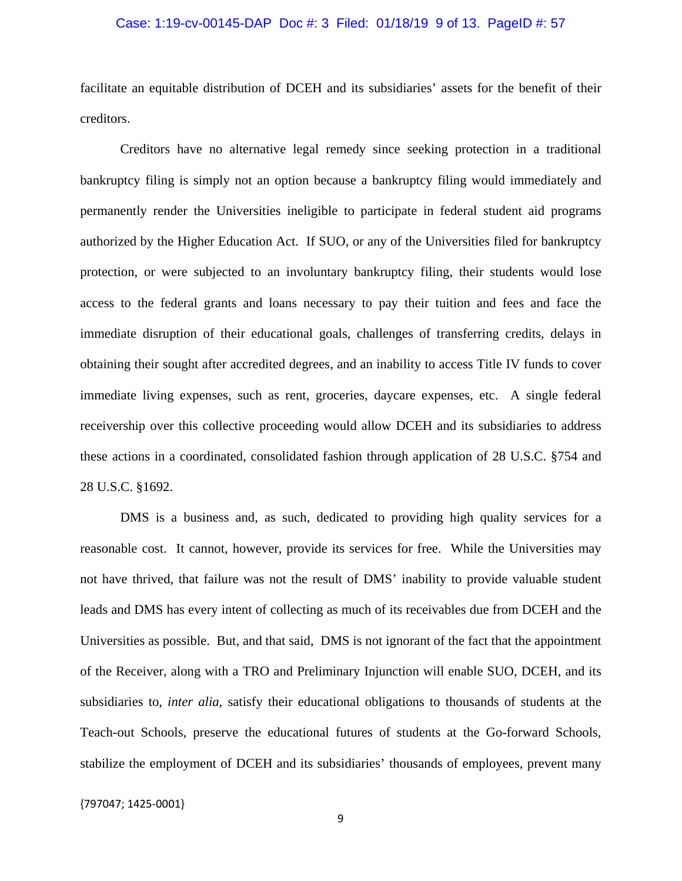facilitate an equitable distribution of DCEH and its subsidiaries' assets for the benefit of their creditors.

Creditors have no alternative legal remedy since seeking protection in a traditional bankruptcy filing is simply not an option because a bankruptcy filing would immediately and permanently render the Universities ineligible to participate in federal student aid programs authorized by the Higher Education Act. If SUO, or any of the Universities filed for bankruptcy protection, or were subjected to an involuntary bankruptcy filing, their students would lose access to the federal grants and loans necessary to pay their tuition and fees and face the immediate disruption of their educational goals, challenges of transferring credits, delays in obtaining their sought after accredited degrees, and an inability to access Title IV funds to cover immediate living expenses, such as rent, groceries, daycare expenses, etc. A single federal receivership over this collective proceeding would allow DCEH and its subsidiaries to address these actions in a coordinated, consolidated fashion through application of 28 U.S.C. §754 and 28 U.S.C. §1692.

DMS is a business and, as such, dedicated to providing high quality services for a reasonable cost. It cannot, however, provide its services for free. While the Universities may not have thrived, that failure was not the result of DMS' inability to provide valuable student leads and DMS has every intent of collecting as much of its receivables due from DCEH and the Universities as possible. But, and that said, DMS is not ignorant of the fact that the appointment of the Receiver, along with a TRO and Preliminary Injunction will enable SUO, DCEH, and its subsidiaries to, *inter alia*, satisfy their educational obligations to thousands of students at the Teach-out Schools, preserve the educational futures of students at the Go-forward Schools, stabilize the employment of DCEH and its subsidiaries' thousands of employees, prevent many

{797047; 1425-0001}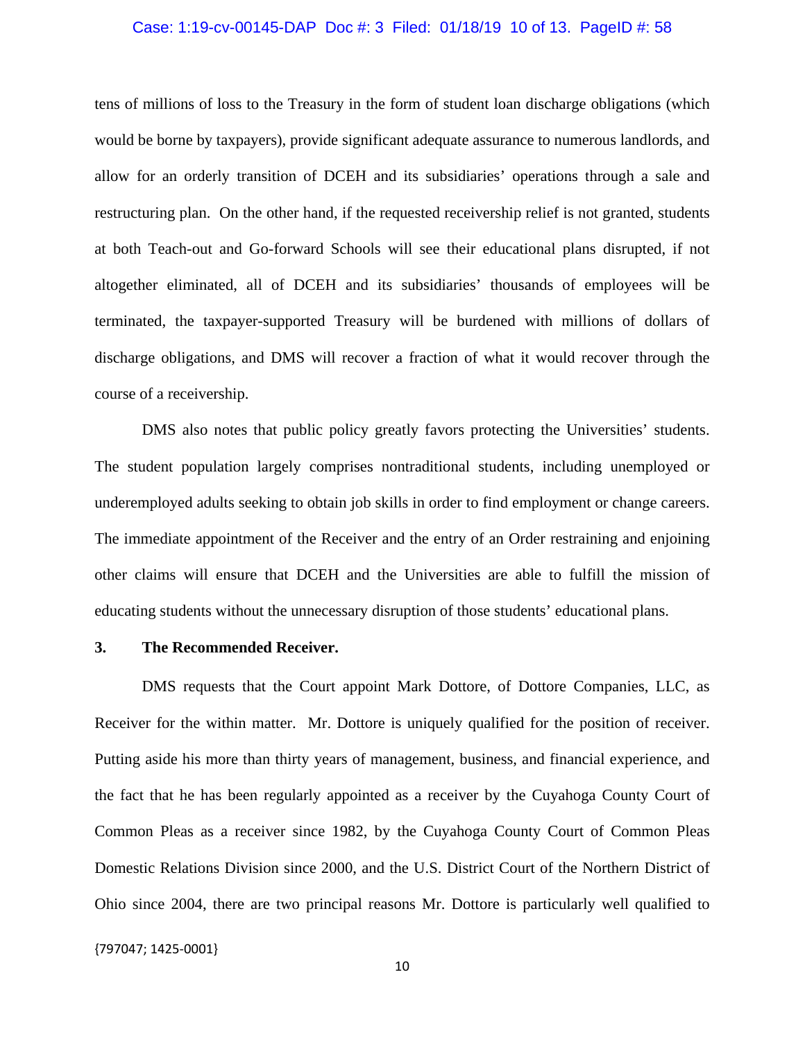tens of millions of loss to the Treasury in the form of student loan discharge obligations (which would be borne by taxpayers), provide significant adequate assurance to numerous landlords, and allow for an orderly transition of DCEH and its subsidiaries' operations through a sale and restructuring plan. On the other hand, if the requested receivership relief is not granted, students at both Teach-out and Go-forward Schools will see their educational plans disrupted, if not altogether eliminated, all of DCEH and its subsidiaries' thousands of employees will be terminated, the taxpayer-supported Treasury will be burdened with millions of dollars of discharge obligations, and DMS will recover a fraction of what it would recover through the course of a receivership.

DMS also notes that public policy greatly favors protecting the Universities' students. The student population largely comprises nontraditional students, including unemployed or underemployed adults seeking to obtain job skills in order to find employment or change careers. The immediate appointment of the Receiver and the entry of an Order restraining and enjoining other claims will ensure that DCEH and the Universities are able to fulfill the mission of educating students without the unnecessary disruption of those students' educational plans.

**3. The Recommended Receiver.**

DMS requests that the Court appoint Mark Dottore, of Dottore Companies, LLC, as Receiver for the within matter. Mr. Dottore is uniquely qualified for the position of receiver. Putting aside his more than thirty years of management, business, and financial experience, and the fact that he has been regularly appointed as a receiver by the Cuyahoga County Court of Common Pleas as a receiver since 1982, by the Cuyahoga County Court of Common Pleas Domestic Relations Division since 2000, and the U.S. District Court of the Northern District of Ohio since 2004, there are two principal reasons Mr. Dottore is particularly well qualified to

{797047; 1425-0001}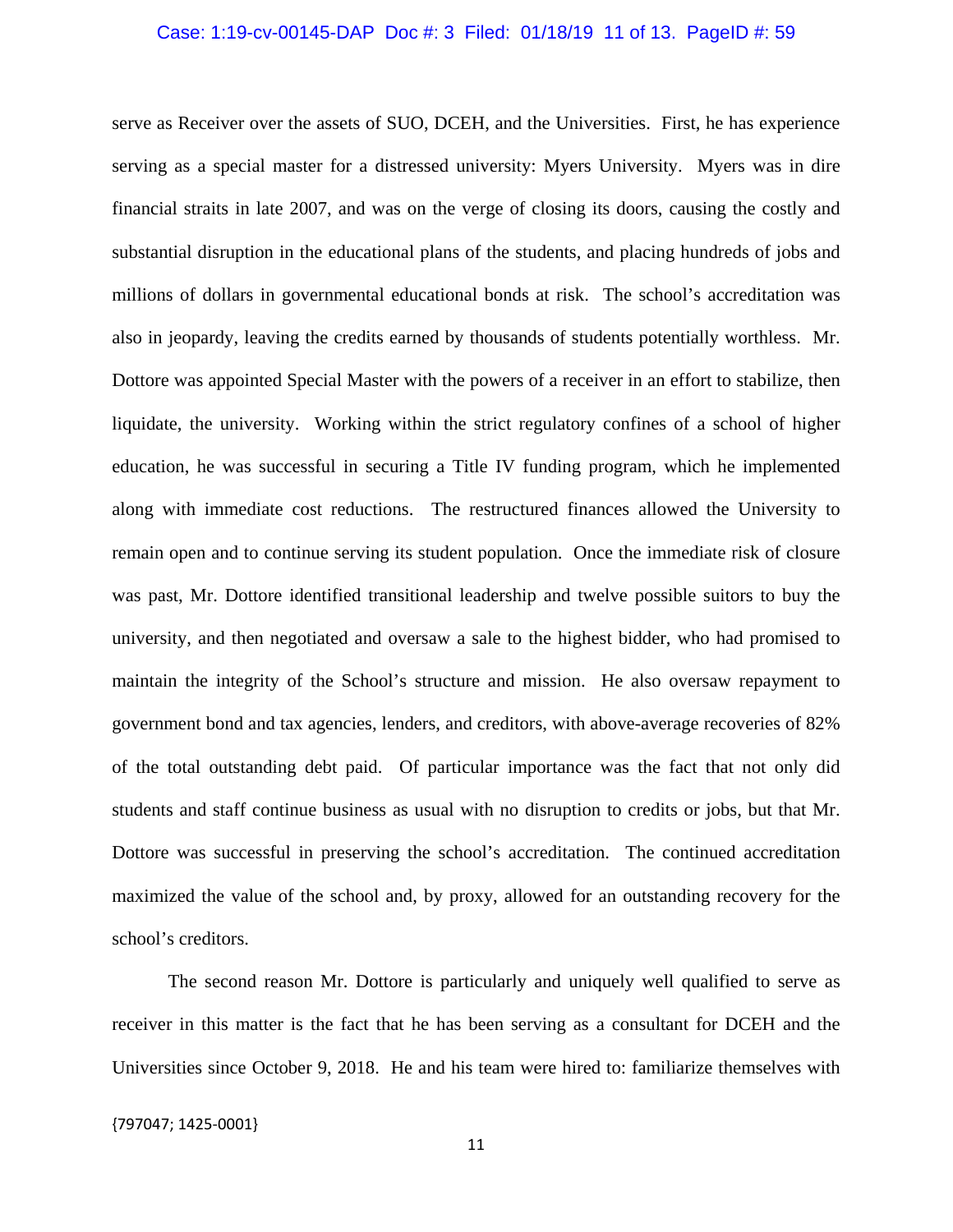serve as Receiver over the assets of SUO, DCEH, and the Universities. First, he has experience serving as a special master for a distressed university: Myers University. Myers was in dire financial straits in late 2007, and was on the verge of closing its doors, causing the costly and substantial disruption in the educational plans of the students, and placing hundreds of jobs and millions of dollars in governmental educational bonds at risk. The school's accreditation was also in jeopardy, leaving the credits earned by thousands of students potentially worthless. Mr. Dottore was appointed Special Master with the powers of a receiver in an effort to stabilize, then liquidate, the university. Working within the strict regulatory confines of a school of higher education, he was successful in securing a Title IV funding program, which he implemented along with immediate cost reductions. The restructured finances allowed the University to remain open and to continue serving its student population. Once the immediate risk of closure was past, Mr. Dottore identified transitional leadership and twelve possible suitors to buy the university, and then negotiated and oversaw a sale to the highest bidder, who had promised to maintain the integrity of the School's structure and mission. He also oversaw repayment to government bond and tax agencies, lenders, and creditors, with above-average recoveries of 82% of the total outstanding debt paid. Of particular importance was the fact that not only did students and staff continue business as usual with no disruption to credits or jobs, but that Mr. Dottore was successful in preserving the school's accreditation. The continued accreditation maximized the value of the school and, by proxy, allowed for an outstanding recovery for the school's creditors.

The second reason Mr. Dottore is particularly and uniquely well qualified to serve as receiver in this matter is the fact that he has been serving as a consultant for DCEH and the Universities since October 9, 2018. He and his team were hired to: familiarize themselves with

{797047; 1425-0001}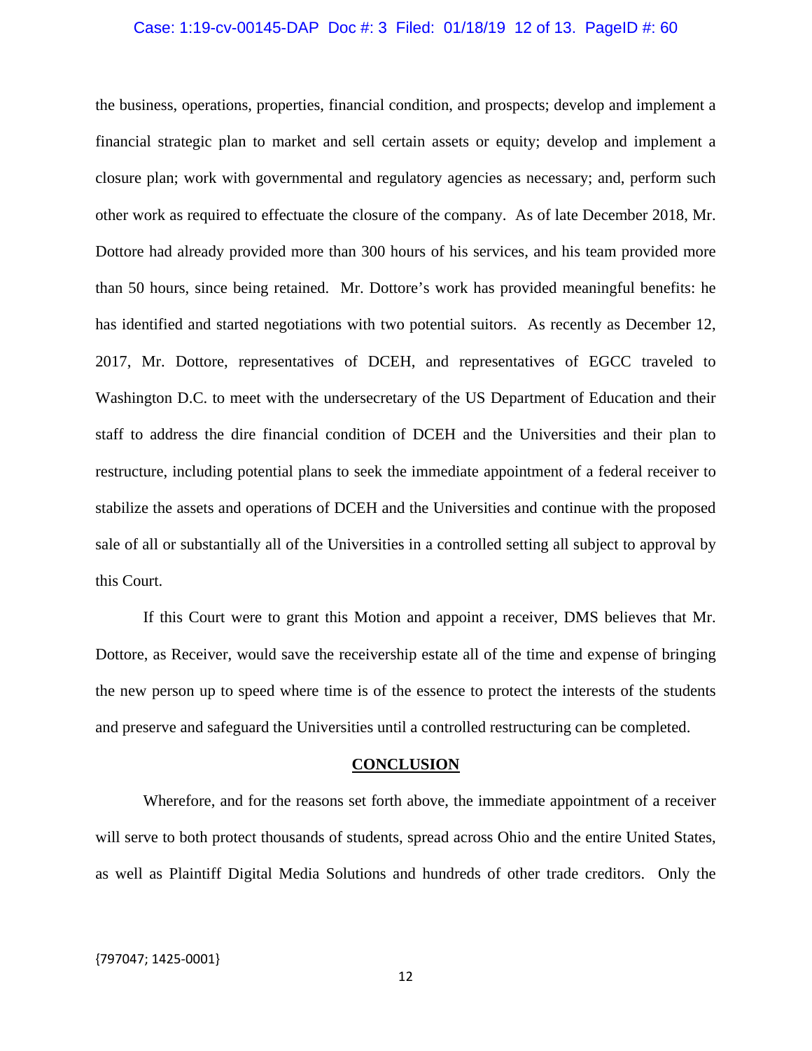the business, operations, properties, financial condition, and prospects; develop and implement a financial strategic plan to market and sell certain assets or equity; develop and implement a closure plan; work with governmental and regulatory agencies as necessary; and, perform such other work as required to effectuate the closure of the company. As of late December 2018, Mr. Dottore had already provided more than 300 hours of his services, and his team provided more than 50 hours, since being retained. Mr. Dottore's work has provided meaningful benefits: he has identified and started negotiations with two potential suitors. As recently as December 12, 2017, Mr. Dottore, representatives of DCEH, and representatives of EGCC traveled to Washington D.C. to meet with the undersecretary of the US Department of Education and their staff to address the dire financial condition of DCEH and the Universities and their plan to restructure, including potential plans to seek the immediate appointment of a federal receiver to stabilize the assets and operations of DCEH and the Universities and continue with the proposed sale of all or substantially all of the Universities in a controlled setting all subject to approval by this Court.

If this Court were to grant this Motion and appoint a receiver, DMS believes that Mr. Dottore, as Receiver, would save the receivership estate all of the time and expense of bringing the new person up to speed where time is of the essence to protect the interests of the students and preserve and safeguard the Universities until a controlled restructuring can be completed.

## CONCLUSION

Wherefore, and for the reasons set forth above, the immediate appointment of a receiver will serve to both protect thousands of students, spread across Ohio and the entire United States, as well as Plaintiff Digital Media Solutions and hundreds of other trade creditors. Only the

{797047; 1425-0001}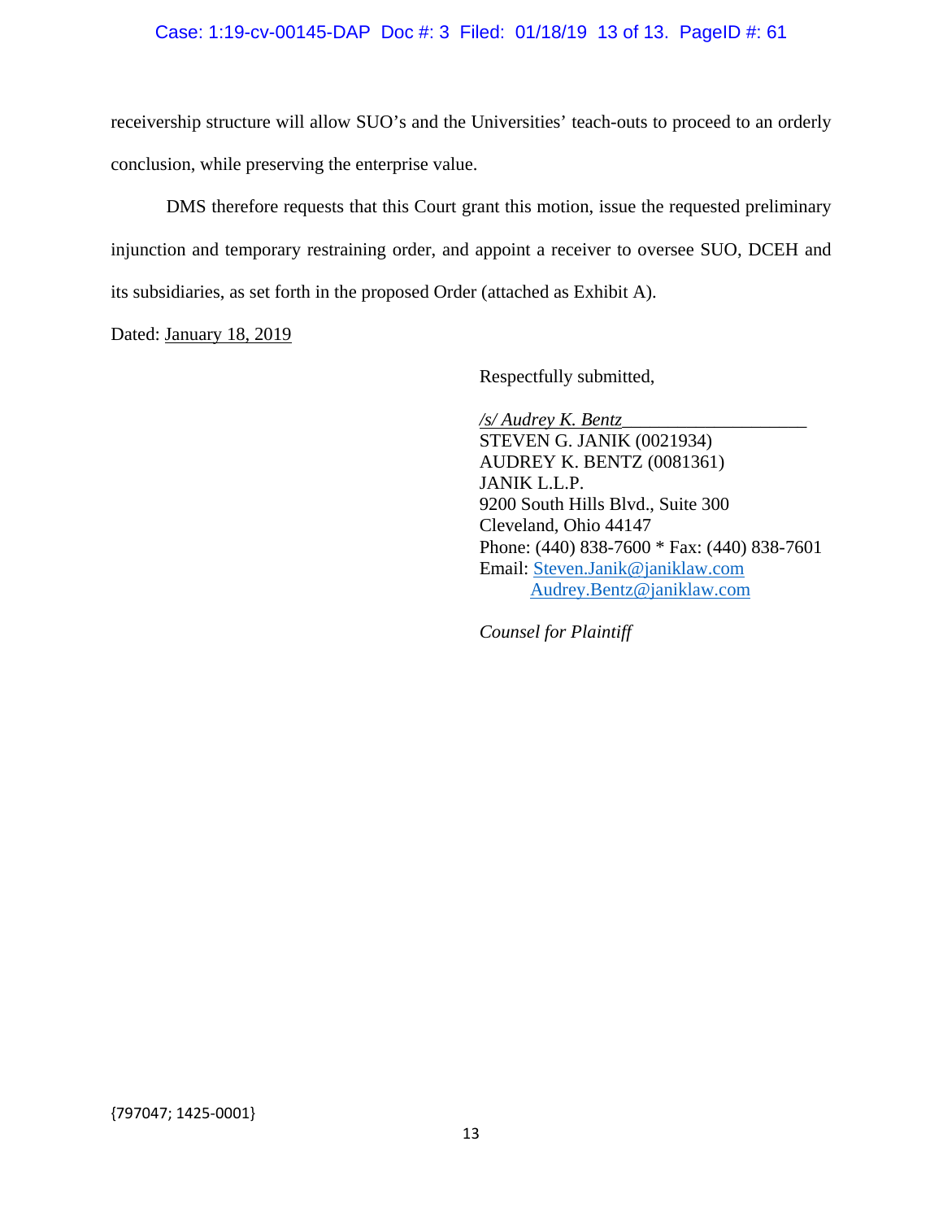receivership structure will allow SUO's and the Universities' teach-outs to proceed to an orderly conclusion, while preserving the enterprise value.

DMS therefore requests that this Court grant this motion, issue the requested preliminary injunction and temporary restraining order, and appoint a receiver to oversee SUO, DCEH and its subsidiaries, as set forth in the proposed Order (attached as Exhibit A).

Dated: January 18, 2019

Respectfully submitted,

*/s/ Audrey K. Bentz*
STEVEN G. JANIK (0021934)
AUDREY K. BENTZ (0081361)
JANIK L.L.P.
9200 South Hills Blvd., Suite 300
Cleveland, Ohio 44147
Phone: (440) 838-7600 * Fax: (440) 838-7601
Email: Steven.Janik@janiklaw.com
Audrey.Bentz@janiklaw.com

*Counsel for Plaintiff*

{797047; 1425-0001}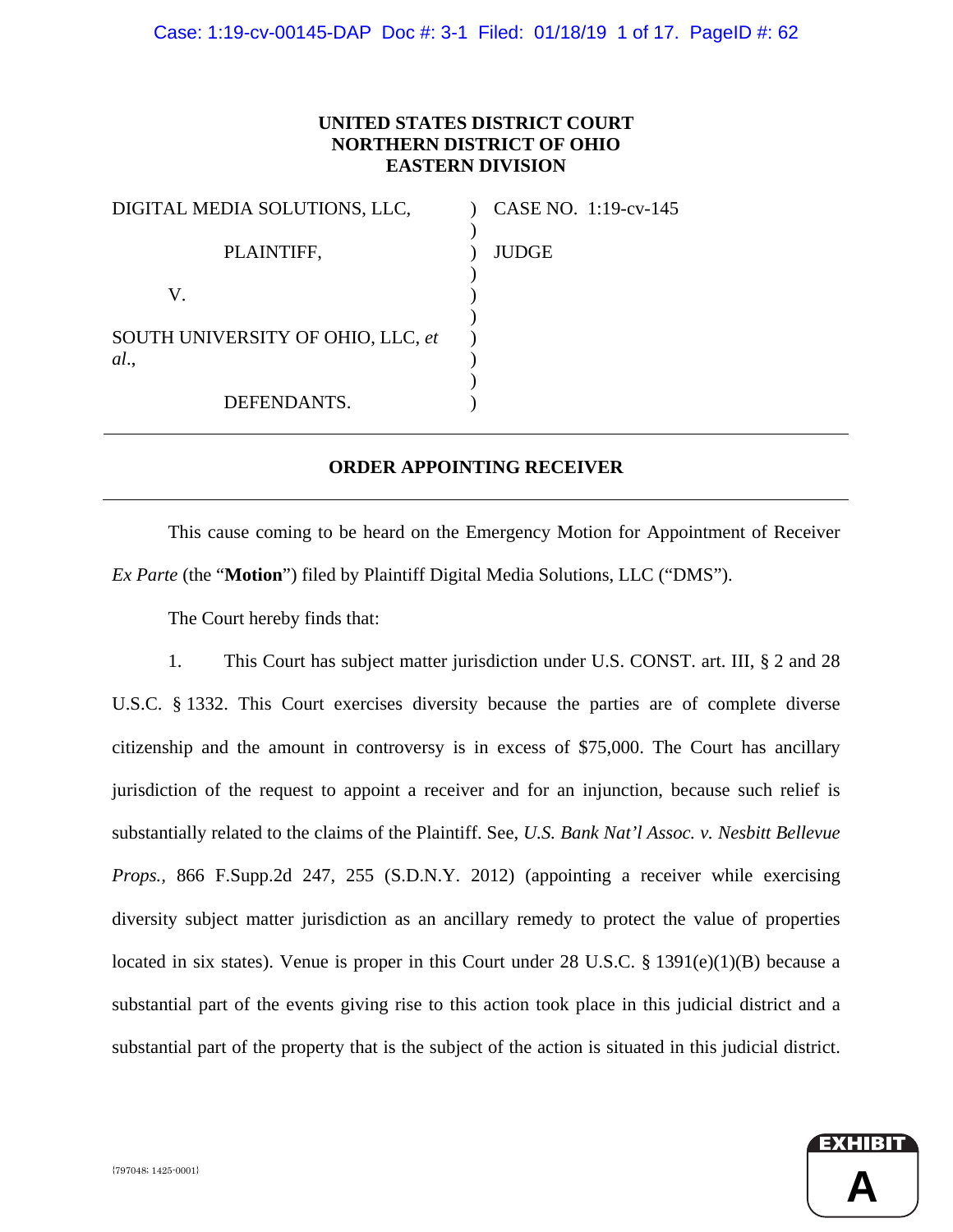**UNITED STATES DISTRICT COURT**
**NORTHERN DISTRICT OF OHIO**
**EASTERN DIVISION**

| | | |
|---|---|---|
| DIGITAL MEDIA SOLUTIONS, LLC, | ) | CASE NO. 1:19-cv-145 |
| | ) | |
| PLAINTIFF, | ) | JUDGE |
| | ) | |
| V. | ) | |
| | ) | |
| SOUTH UNIVERSITY OF OHIO, LLC, *et al*., | ) | |
| | ) | |
| DEFENDANTS. | ) | |

---

## ORDER APPOINTING RECEIVER

---

This cause coming to be heard on the Emergency Motion for Appointment of Receiver *Ex Parte* (the "**Motion**") filed by Plaintiff Digital Media Solutions, LLC ("DMS").

The Court hereby finds that:

1. This Court has subject matter jurisdiction under U.S. CONST. art. III, § 2 and 28 U.S.C. § 1332. This Court exercises diversity because the parties are of complete diverse citizenship and the amount in controversy is in excess of $75,000. The Court has ancillary jurisdiction of the request to appoint a receiver and for an injunction, because such relief is substantially related to the claims of the Plaintiff. See, *U.S. Bank Nat'l Assoc. v. Nesbitt Bellevue Props.*, 866 F.Supp.2d 247, 255 (S.D.N.Y. 2012) (appointing a receiver while exercising diversity subject matter jurisdiction as an ancillary remedy to protect the value of properties located in six states). Venue is proper in this Court under 28 U.S.C. § 1391(e)(1)(B) because a substantial part of the events giving rise to this action took place in this judicial district and a substantial part of the property that is the subject of the action is situated in this judicial district.

{797048; 1425-0001}

EXHIBIT A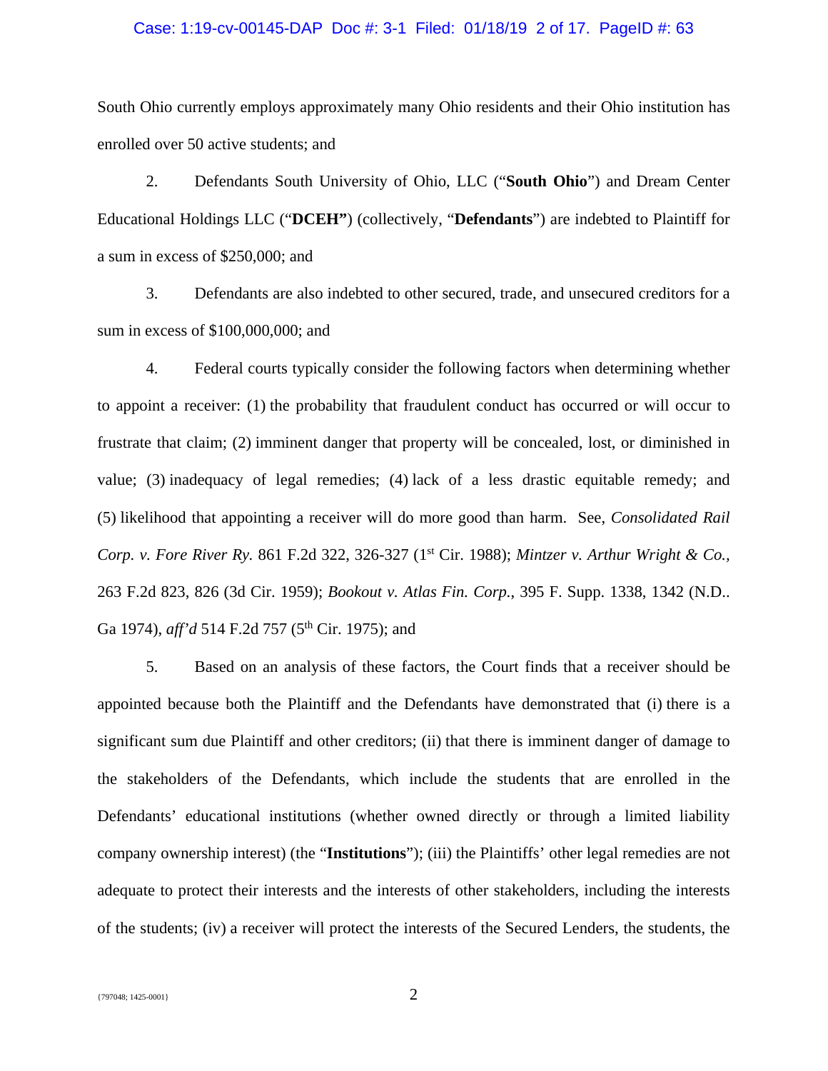South Ohio currently employs approximately many Ohio residents and their Ohio institution has enrolled over 50 active students; and

2. Defendants South University of Ohio, LLC ("**South Ohio**") and Dream Center Educational Holdings LLC ("**DCEH"**) (collectively, "**Defendants**") are indebted to Plaintiff for a sum in excess of $250,000; and

3. Defendants are also indebted to other secured, trade, and unsecured creditors for a sum in excess of $100,000,000; and

4. Federal courts typically consider the following factors when determining whether to appoint a receiver: (1) the probability that fraudulent conduct has occurred or will occur to frustrate that claim; (2) imminent danger that property will be concealed, lost, or diminished in value; (3) inadequacy of legal remedies; (4) lack of a less drastic equitable remedy; and (5) likelihood that appointing a receiver will do more good than harm. See, *Consolidated Rail Corp. v. Fore River Ry.* 861 F.2d 322, 326-327 (1st Cir. 1988); *Mintzer v. Arthur Wright & Co.*, 263 F.2d 823, 826 (3d Cir. 1959); *Bookout v. Atlas Fin. Corp.*, 395 F. Supp. 1338, 1342 (N.D.. Ga 1974), *aff'd* 514 F.2d 757 (5th Cir. 1975); and

5. Based on an analysis of these factors, the Court finds that a receiver should be appointed because both the Plaintiff and the Defendants have demonstrated that (i) there is a significant sum due Plaintiff and other creditors; (ii) that there is imminent danger of damage to the stakeholders of the Defendants, which include the students that are enrolled in the Defendants' educational institutions (whether owned directly or through a limited liability company ownership interest) (the "**Institutions**"); (iii) the Plaintiffs' other legal remedies are not adequate to protect their interests and the interests of other stakeholders, including the interests of the students; (iv) a receiver will protect the interests of the Secured Lenders, the students, the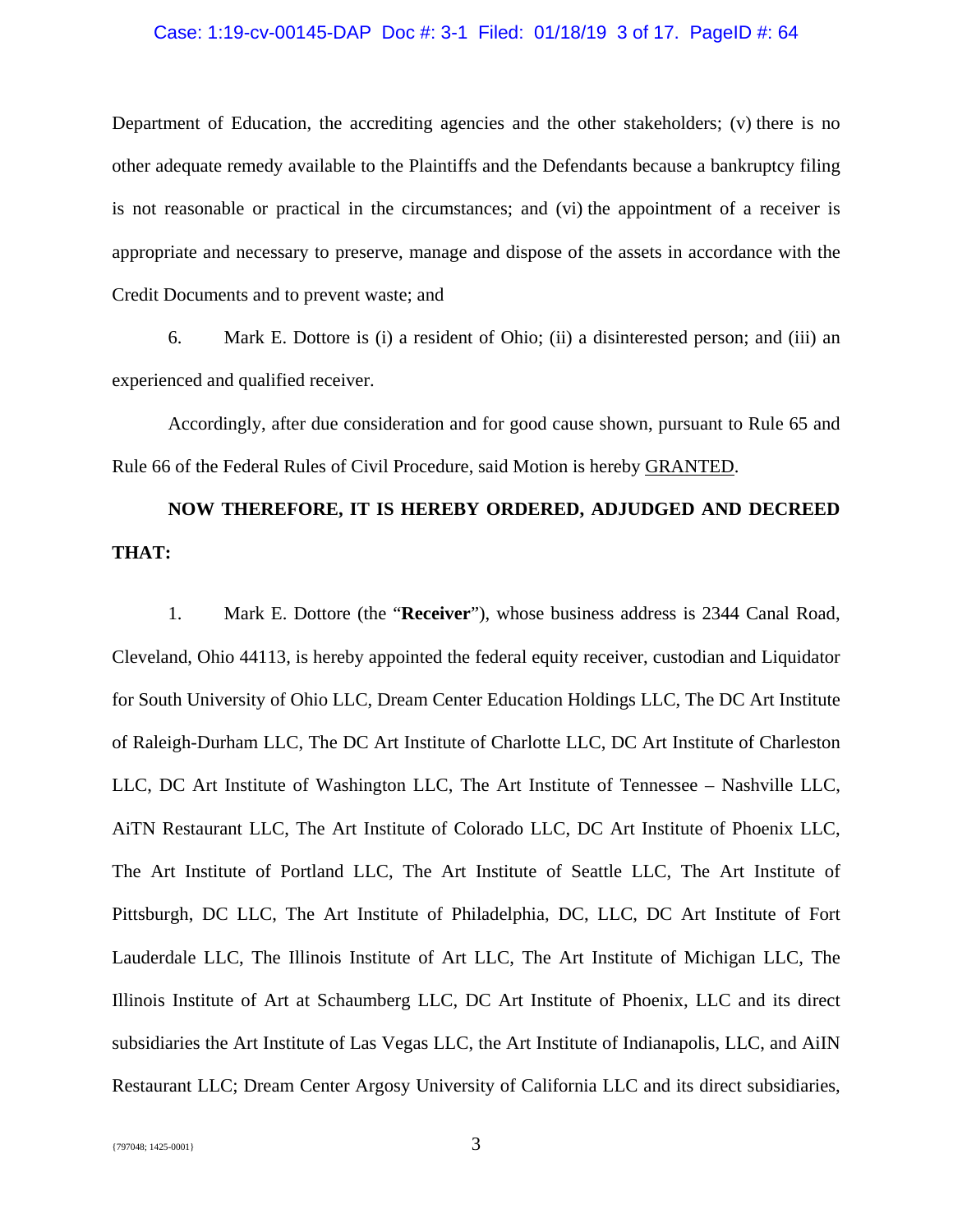Department of Education, the accrediting agencies and the other stakeholders; (v) there is no other adequate remedy available to the Plaintiffs and the Defendants because a bankruptcy filing is not reasonable or practical in the circumstances; and (vi) the appointment of a receiver is appropriate and necessary to preserve, manage and dispose of the assets in accordance with the Credit Documents and to prevent waste; and

6. Mark E. Dottore is (i) a resident of Ohio; (ii) a disinterested person; and (iii) an experienced and qualified receiver.

Accordingly, after due consideration and for good cause shown, pursuant to Rule 65 and Rule 66 of the Federal Rules of Civil Procedure, said Motion is hereby GRANTED.

**NOW THEREFORE, IT IS HEREBY ORDERED, ADJUDGED AND DECREED THAT:**

1. Mark E. Dottore (the "**Receiver**"), whose business address is 2344 Canal Road, Cleveland, Ohio 44113, is hereby appointed the federal equity receiver, custodian and Liquidator for South University of Ohio LLC, Dream Center Education Holdings LLC, The DC Art Institute of Raleigh-Durham LLC, The DC Art Institute of Charlotte LLC, DC Art Institute of Charleston LLC, DC Art Institute of Washington LLC, The Art Institute of Tennessee – Nashville LLC, AiTN Restaurant LLC, The Art Institute of Colorado LLC, DC Art Institute of Phoenix LLC, The Art Institute of Portland LLC, The Art Institute of Seattle LLC, The Art Institute of Pittsburgh, DC LLC, The Art Institute of Philadelphia, DC, LLC, DC Art Institute of Fort Lauderdale LLC, The Illinois Institute of Art LLC, The Art Institute of Michigan LLC, The Illinois Institute of Art at Schaumberg LLC, DC Art Institute of Phoenix, LLC and its direct subsidiaries the Art Institute of Las Vegas LLC, the Art Institute of Indianapolis, LLC, and AiIN Restaurant LLC; Dream Center Argosy University of California LLC and its direct subsidiaries,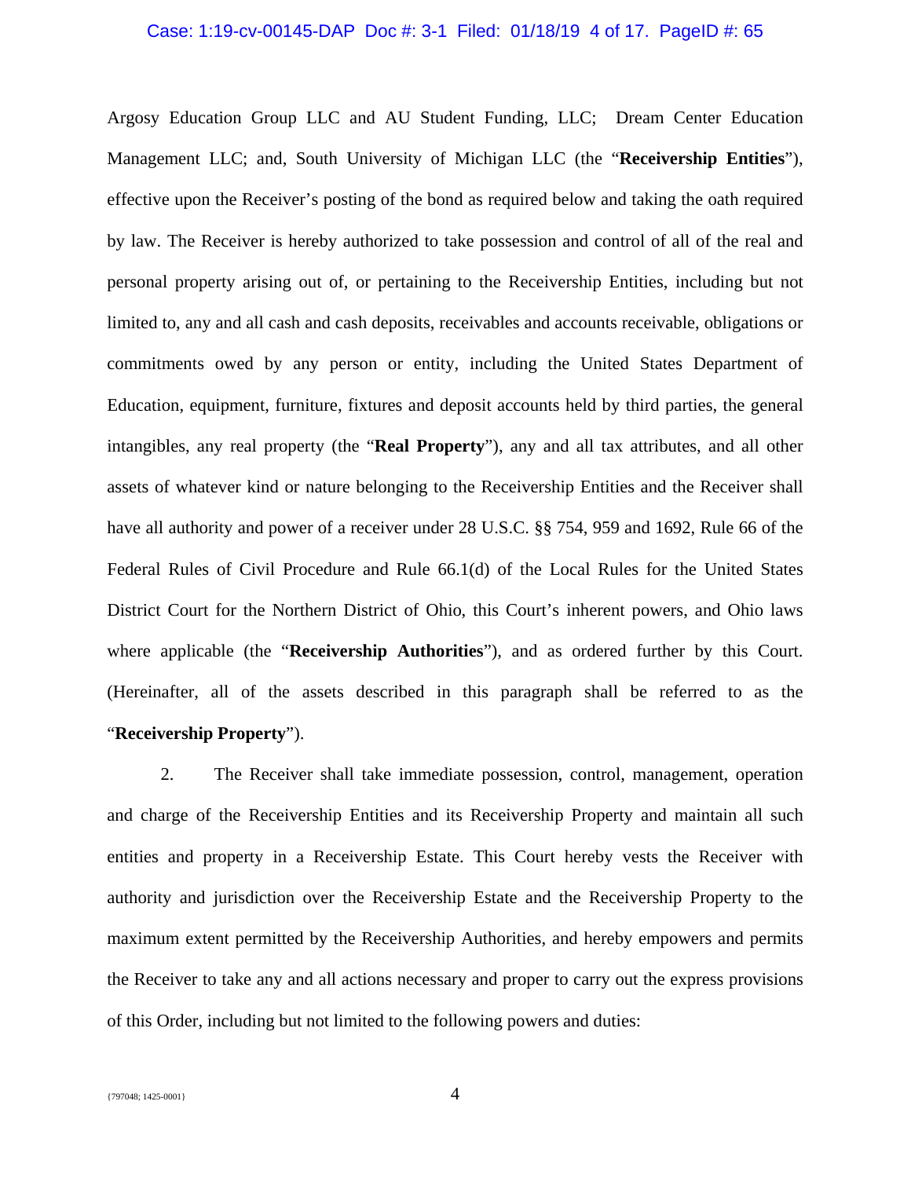Argosy Education Group LLC and AU Student Funding, LLC; Dream Center Education Management LLC; and, South University of Michigan LLC (the "**Receivership Entities**"), effective upon the Receiver's posting of the bond as required below and taking the oath required by law. The Receiver is hereby authorized to take possession and control of all of the real and personal property arising out of, or pertaining to the Receivership Entities, including but not limited to, any and all cash and cash deposits, receivables and accounts receivable, obligations or commitments owed by any person or entity, including the United States Department of Education, equipment, furniture, fixtures and deposit accounts held by third parties, the general intangibles, any real property (the "**Real Property**"), any and all tax attributes, and all other assets of whatever kind or nature belonging to the Receivership Entities and the Receiver shall have all authority and power of a receiver under 28 U.S.C. §§ 754, 959 and 1692, Rule 66 of the Federal Rules of Civil Procedure and Rule 66.1(d) of the Local Rules for the United States District Court for the Northern District of Ohio, this Court's inherent powers, and Ohio laws where applicable (the "**Receivership Authorities**"), and as ordered further by this Court. (Hereinafter, all of the assets described in this paragraph shall be referred to as the "**Receivership Property**").

2. The Receiver shall take immediate possession, control, management, operation and charge of the Receivership Entities and its Receivership Property and maintain all such entities and property in a Receivership Estate. This Court hereby vests the Receiver with authority and jurisdiction over the Receivership Estate and the Receivership Property to the maximum extent permitted by the Receivership Authorities, and hereby empowers and permits the Receiver to take any and all actions necessary and proper to carry out the express provisions of this Order, including but not limited to the following powers and duties:

{797048; 1425-0001}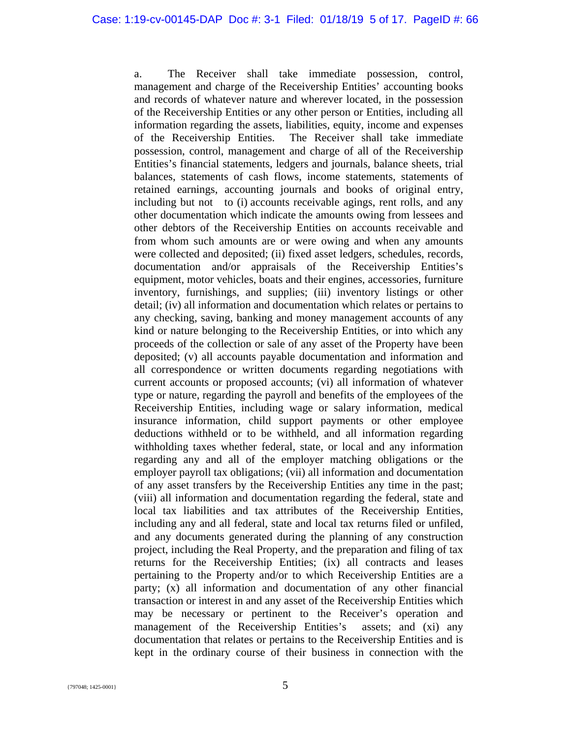a. The Receiver shall take immediate possession, control, management and charge of the Receivership Entities' accounting books and records of whatever nature and wherever located, in the possession of the Receivership Entities or any other person or Entities, including all information regarding the assets, liabilities, equity, income and expenses of the Receivership Entities. The Receiver shall take immediate possession, control, management and charge of all of the Receivership Entities's financial statements, ledgers and journals, balance sheets, trial balances, statements of cash flows, income statements, statements of retained earnings, accounting journals and books of original entry, including but not to (i) accounts receivable agings, rent rolls, and any other documentation which indicate the amounts owing from lessees and other debtors of the Receivership Entities on accounts receivable and from whom such amounts are or were owing and when any amounts were collected and deposited; (ii) fixed asset ledgers, schedules, records, documentation and/or appraisals of the Receivership Entities's equipment, motor vehicles, boats and their engines, accessories, furniture inventory, furnishings, and supplies; (iii) inventory listings or other detail; (iv) all information and documentation which relates or pertains to any checking, saving, banking and money management accounts of any kind or nature belonging to the Receivership Entities, or into which any proceeds of the collection or sale of any asset of the Property have been deposited; (v) all accounts payable documentation and information and all correspondence or written documents regarding negotiations with current accounts or proposed accounts; (vi) all information of whatever type or nature, regarding the payroll and benefits of the employees of the Receivership Entities, including wage or salary information, medical insurance information, child support payments or other employee deductions withheld or to be withheld, and all information regarding withholding taxes whether federal, state, or local and any information regarding any and all of the employer matching obligations or the employer payroll tax obligations; (vii) all information and documentation of any asset transfers by the Receivership Entities any time in the past; (viii) all information and documentation regarding the federal, state and local tax liabilities and tax attributes of the Receivership Entities, including any and all federal, state and local tax returns filed or unfiled, and any documents generated during the planning of any construction project, including the Real Property, and the preparation and filing of tax returns for the Receivership Entities; (ix) all contracts and leases pertaining to the Property and/or to which Receivership Entities are a party; (x) all information and documentation of any other financial transaction or interest in and any asset of the Receivership Entities which may be necessary or pertinent to the Receiver's operation and management of the Receivership Entities's assets; and (xi) any documentation that relates or pertains to the Receivership Entities and is kept in the ordinary course of their business in connection with the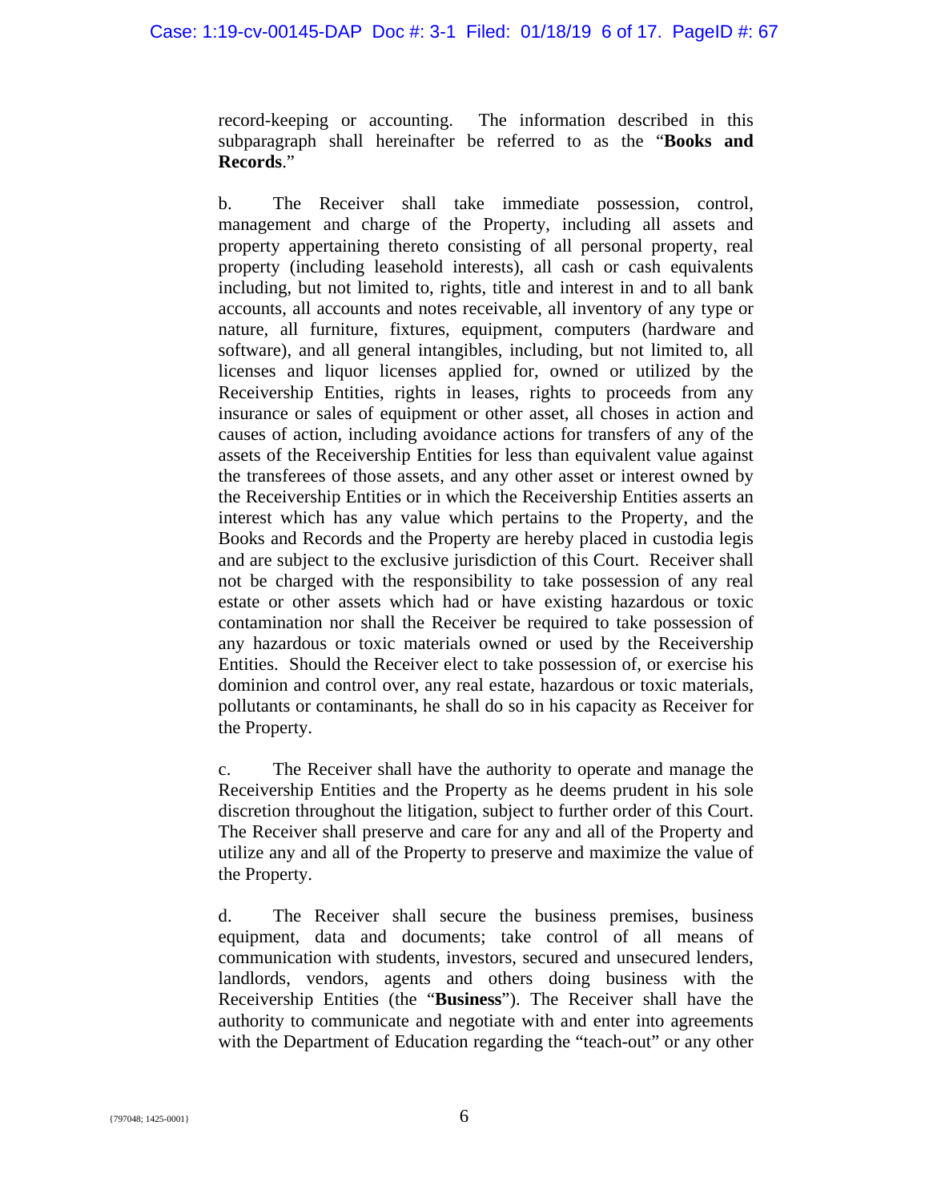record-keeping or accounting. The information described in this subparagraph shall hereinafter be referred to as the "**Books and Records**."

b. The Receiver shall take immediate possession, control, management and charge of the Property, including all assets and property appertaining thereto consisting of all personal property, real property (including leasehold interests), all cash or cash equivalents including, but not limited to, rights, title and interest in and to all bank accounts, all accounts and notes receivable, all inventory of any type or nature, all furniture, fixtures, equipment, computers (hardware and software), and all general intangibles, including, but not limited to, all licenses and liquor licenses applied for, owned or utilized by the Receivership Entities, rights in leases, rights to proceeds from any insurance or sales of equipment or other asset, all choses in action and causes of action, including avoidance actions for transfers of any of the assets of the Receivership Entities for less than equivalent value against the transferees of those assets, and any other asset or interest owned by the Receivership Entities or in which the Receivership Entities asserts an interest which has any value which pertains to the Property, and the Books and Records and the Property are hereby placed in custodia legis and are subject to the exclusive jurisdiction of this Court. Receiver shall not be charged with the responsibility to take possession of any real estate or other assets which had or have existing hazardous or toxic contamination nor shall the Receiver be required to take possession of any hazardous or toxic materials owned or used by the Receivership Entities. Should the Receiver elect to take possession of, or exercise his dominion and control over, any real estate, hazardous or toxic materials, pollutants or contaminants, he shall do so in his capacity as Receiver for the Property.

c. The Receiver shall have the authority to operate and manage the Receivership Entities and the Property as he deems prudent in his sole discretion throughout the litigation, subject to further order of this Court. The Receiver shall preserve and care for any and all of the Property and utilize any and all of the Property to preserve and maximize the value of the Property.

d. The Receiver shall secure the business premises, business equipment, data and documents; take control of all means of communication with students, investors, secured and unsecured lenders, landlords, vendors, agents and others doing business with the Receivership Entities (the "**Business**"). The Receiver shall have the authority to communicate and negotiate with and enter into agreements with the Department of Education regarding the "teach-out" or any other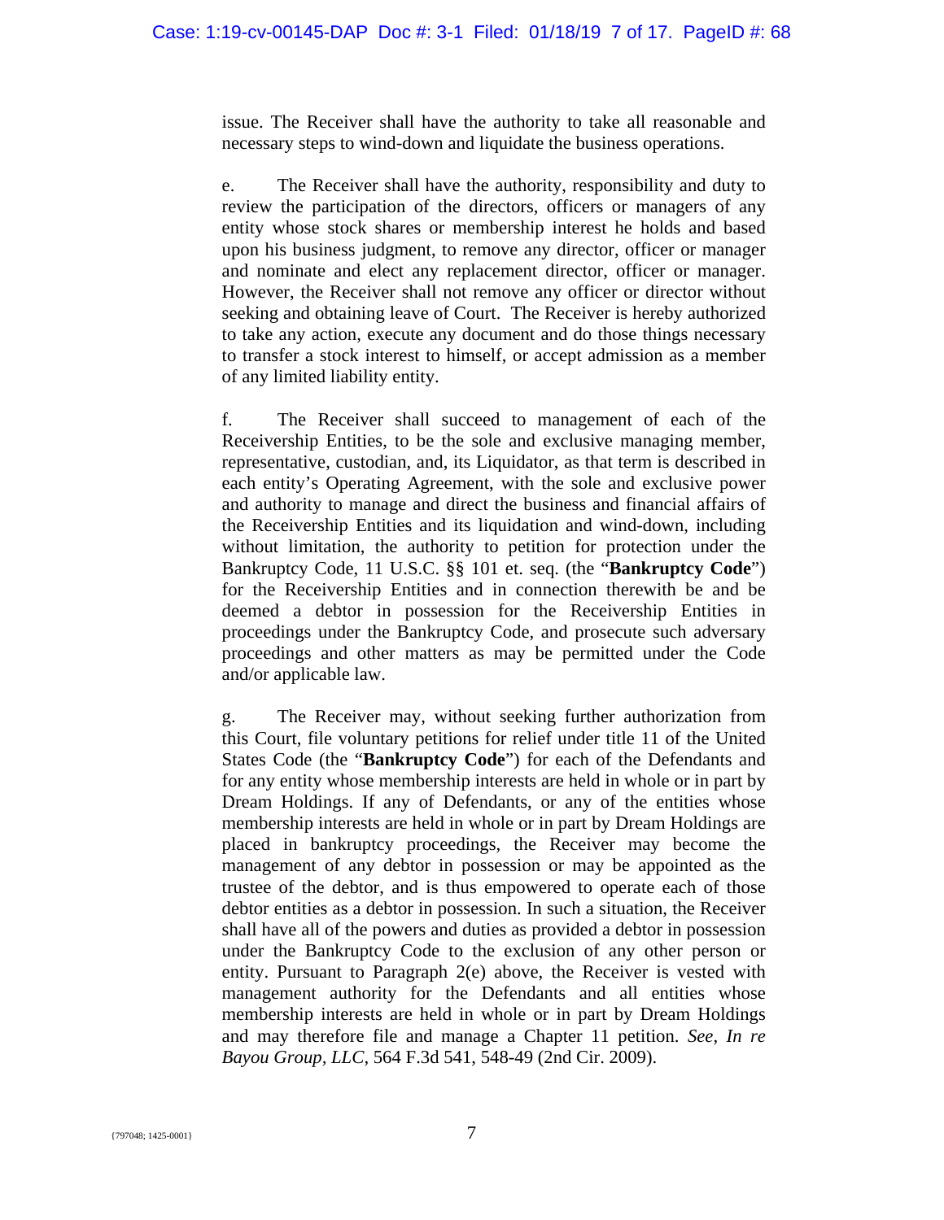issue. The Receiver shall have the authority to take all reasonable and necessary steps to wind-down and liquidate the business operations.

e. The Receiver shall have the authority, responsibility and duty to review the participation of the directors, officers or managers of any entity whose stock shares or membership interest he holds and based upon his business judgment, to remove any director, officer or manager and nominate and elect any replacement director, officer or manager. However, the Receiver shall not remove any officer or director without seeking and obtaining leave of Court. The Receiver is hereby authorized to take any action, execute any document and do those things necessary to transfer a stock interest to himself, or accept admission as a member of any limited liability entity.

f. The Receiver shall succeed to management of each of the Receivership Entities, to be the sole and exclusive managing member, representative, custodian, and, its Liquidator, as that term is described in each entity's Operating Agreement, with the sole and exclusive power and authority to manage and direct the business and financial affairs of the Receivership Entities and its liquidation and wind-down, including without limitation, the authority to petition for protection under the Bankruptcy Code, 11 U.S.C. §§ 101 et. seq. (the "**Bankruptcy Code**") for the Receivership Entities and in connection therewith be and be deemed a debtor in possession for the Receivership Entities in proceedings under the Bankruptcy Code, and prosecute such adversary proceedings and other matters as may be permitted under the Code and/or applicable law.

g. The Receiver may, without seeking further authorization from this Court, file voluntary petitions for relief under title 11 of the United States Code (the "**Bankruptcy Code**") for each of the Defendants and for any entity whose membership interests are held in whole or in part by Dream Holdings. If any of Defendants, or any of the entities whose membership interests are held in whole or in part by Dream Holdings are placed in bankruptcy proceedings, the Receiver may become the management of any debtor in possession or may be appointed as the trustee of the debtor, and is thus empowered to operate each of those debtor entities as a debtor in possession. In such a situation, the Receiver shall have all of the powers and duties as provided a debtor in possession under the Bankruptcy Code to the exclusion of any other person or entity. Pursuant to Paragraph 2(e) above, the Receiver is vested with management authority for the Defendants and all entities whose membership interests are held in whole or in part by Dream Holdings and may therefore file and manage a Chapter 11 petition. *See, In re Bayou Group, LLC*, 564 F.3d 541, 548-49 (2nd Cir. 2009).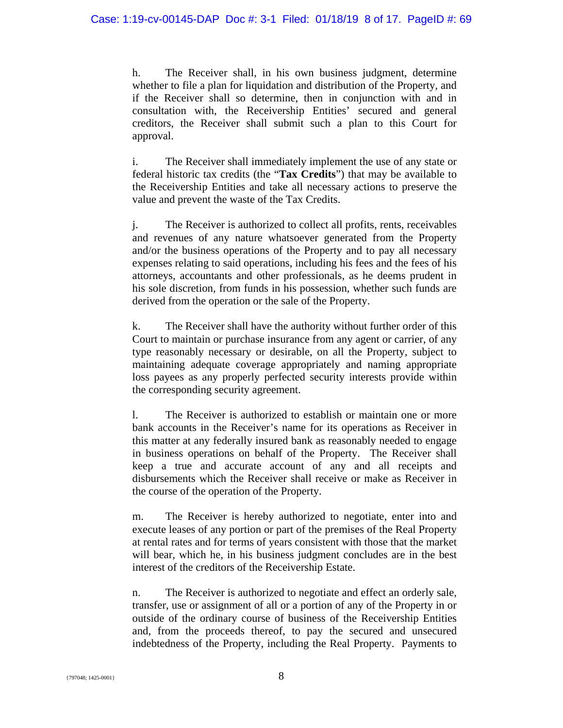h. The Receiver shall, in his own business judgment, determine whether to file a plan for liquidation and distribution of the Property, and if the Receiver shall so determine, then in conjunction with and in consultation with, the Receivership Entities' secured and general creditors, the Receiver shall submit such a plan to this Court for approval.

i. The Receiver shall immediately implement the use of any state or federal historic tax credits (the "**Tax Credits**") that may be available to the Receivership Entities and take all necessary actions to preserve the value and prevent the waste of the Tax Credits.

j. The Receiver is authorized to collect all profits, rents, receivables and revenues of any nature whatsoever generated from the Property and/or the business operations of the Property and to pay all necessary expenses relating to said operations, including his fees and the fees of his attorneys, accountants and other professionals, as he deems prudent in his sole discretion, from funds in his possession, whether such funds are derived from the operation or the sale of the Property.

k. The Receiver shall have the authority without further order of this Court to maintain or purchase insurance from any agent or carrier, of any type reasonably necessary or desirable, on all the Property, subject to maintaining adequate coverage appropriately and naming appropriate loss payees as any properly perfected security interests provide within the corresponding security agreement.

l. The Receiver is authorized to establish or maintain one or more bank accounts in the Receiver's name for its operations as Receiver in this matter at any federally insured bank as reasonably needed to engage in business operations on behalf of the Property. The Receiver shall keep a true and accurate account of any and all receipts and disbursements which the Receiver shall receive or make as Receiver in the course of the operation of the Property.

m. The Receiver is hereby authorized to negotiate, enter into and execute leases of any portion or part of the premises of the Real Property at rental rates and for terms of years consistent with those that the market will bear, which he, in his business judgment concludes are in the best interest of the creditors of the Receivership Estate.

n. The Receiver is authorized to negotiate and effect an orderly sale, transfer, use or assignment of all or a portion of any of the Property in or outside of the ordinary course of business of the Receivership Entities and, from the proceeds thereof, to pay the secured and unsecured indebtedness of the Property, including the Real Property. Payments to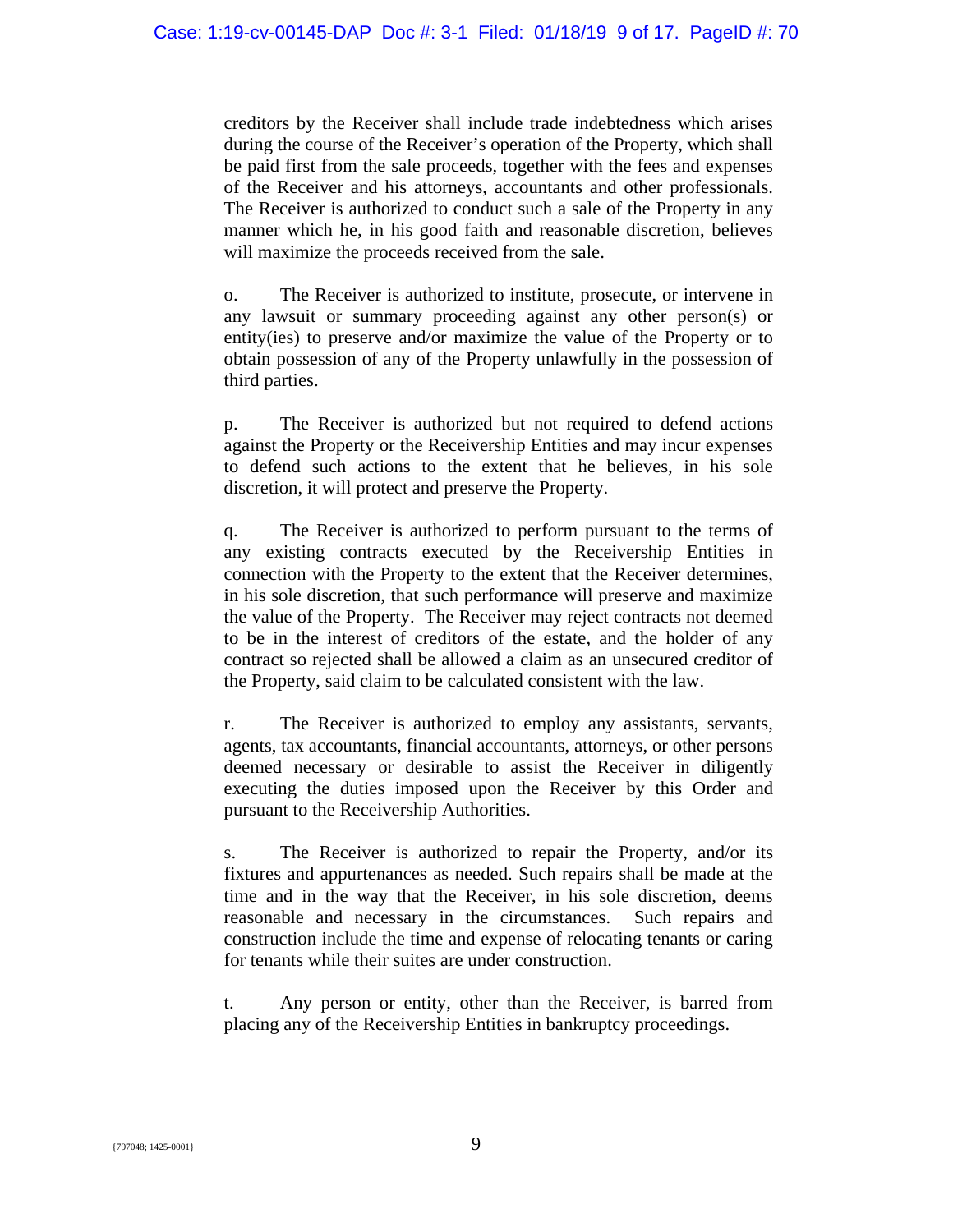creditors by the Receiver shall include trade indebtedness which arises during the course of the Receiver's operation of the Property, which shall be paid first from the sale proceeds, together with the fees and expenses of the Receiver and his attorneys, accountants and other professionals. The Receiver is authorized to conduct such a sale of the Property in any manner which he, in his good faith and reasonable discretion, believes will maximize the proceeds received from the sale.

o. The Receiver is authorized to institute, prosecute, or intervene in any lawsuit or summary proceeding against any other person(s) or entity(ies) to preserve and/or maximize the value of the Property or to obtain possession of any of the Property unlawfully in the possession of third parties.

p. The Receiver is authorized but not required to defend actions against the Property or the Receivership Entities and may incur expenses to defend such actions to the extent that he believes, in his sole discretion, it will protect and preserve the Property.

q. The Receiver is authorized to perform pursuant to the terms of any existing contracts executed by the Receivership Entities in connection with the Property to the extent that the Receiver determines, in his sole discretion, that such performance will preserve and maximize the value of the Property. The Receiver may reject contracts not deemed to be in the interest of creditors of the estate, and the holder of any contract so rejected shall be allowed a claim as an unsecured creditor of the Property, said claim to be calculated consistent with the law.

r. The Receiver is authorized to employ any assistants, servants, agents, tax accountants, financial accountants, attorneys, or other persons deemed necessary or desirable to assist the Receiver in diligently executing the duties imposed upon the Receiver by this Order and pursuant to the Receivership Authorities.

s. The Receiver is authorized to repair the Property, and/or its fixtures and appurtenances as needed. Such repairs shall be made at the time and in the way that the Receiver, in his sole discretion, deems reasonable and necessary in the circumstances. Such repairs and construction include the time and expense of relocating tenants or caring for tenants while their suites are under construction.

t. Any person or entity, other than the Receiver, is barred from placing any of the Receivership Entities in bankruptcy proceedings.

{797048; 1425-0001}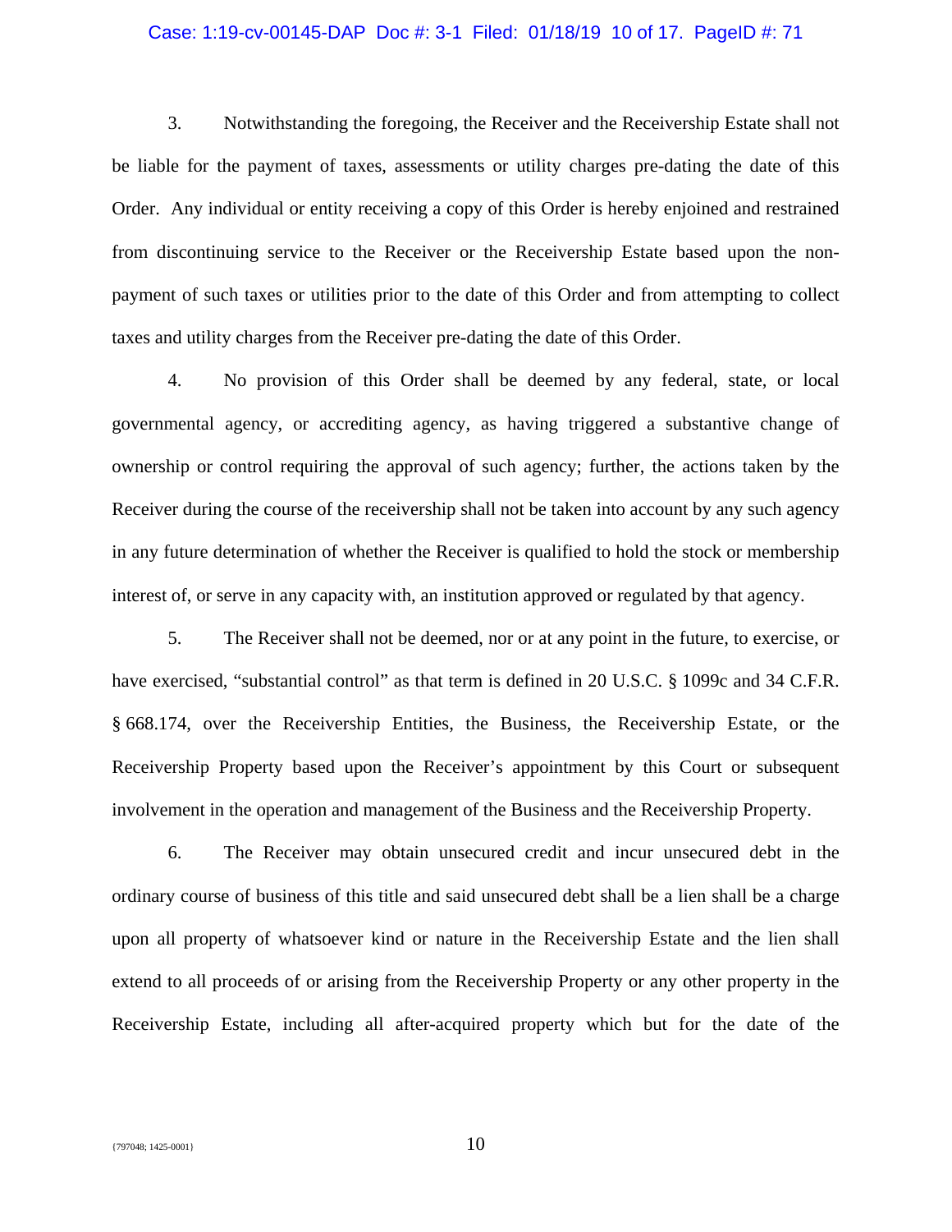3. Notwithstanding the foregoing, the Receiver and the Receivership Estate shall not be liable for the payment of taxes, assessments or utility charges pre-dating the date of this Order. Any individual or entity receiving a copy of this Order is hereby enjoined and restrained from discontinuing service to the Receiver or the Receivership Estate based upon the non-payment of such taxes or utilities prior to the date of this Order and from attempting to collect taxes and utility charges from the Receiver pre-dating the date of this Order.

4. No provision of this Order shall be deemed by any federal, state, or local governmental agency, or accrediting agency, as having triggered a substantive change of ownership or control requiring the approval of such agency; further, the actions taken by the Receiver during the course of the receivership shall not be taken into account by any such agency in any future determination of whether the Receiver is qualified to hold the stock or membership interest of, or serve in any capacity with, an institution approved or regulated by that agency.

5. The Receiver shall not be deemed, nor or at any point in the future, to exercise, or have exercised, "substantial control" as that term is defined in 20 U.S.C. § 1099c and 34 C.F.R. § 668.174, over the Receivership Entities, the Business, the Receivership Estate, or the Receivership Property based upon the Receiver's appointment by this Court or subsequent involvement in the operation and management of the Business and the Receivership Property.

6. The Receiver may obtain unsecured credit and incur unsecured debt in the ordinary course of business of this title and said unsecured debt shall be a lien shall be a charge upon all property of whatsoever kind or nature in the Receivership Estate and the lien shall extend to all proceeds of or arising from the Receivership Property or any other property in the Receivership Estate, including all after-acquired property which but for the date of the

{797048; 1425-0001}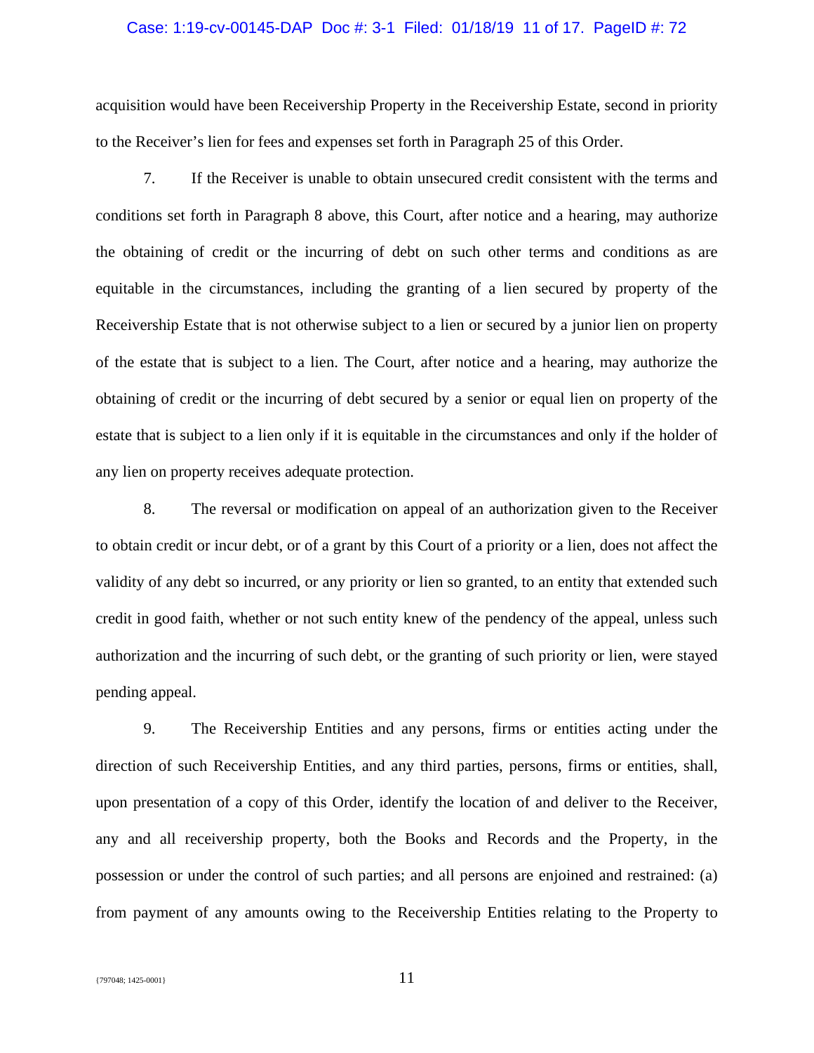acquisition would have been Receivership Property in the Receivership Estate, second in priority to the Receiver's lien for fees and expenses set forth in Paragraph 25 of this Order.

7. If the Receiver is unable to obtain unsecured credit consistent with the terms and conditions set forth in Paragraph 8 above, this Court, after notice and a hearing, may authorize the obtaining of credit or the incurring of debt on such other terms and conditions as are equitable in the circumstances, including the granting of a lien secured by property of the Receivership Estate that is not otherwise subject to a lien or secured by a junior lien on property of the estate that is subject to a lien. The Court, after notice and a hearing, may authorize the obtaining of credit or the incurring of debt secured by a senior or equal lien on property of the estate that is subject to a lien only if it is equitable in the circumstances and only if the holder of any lien on property receives adequate protection.

8. The reversal or modification on appeal of an authorization given to the Receiver to obtain credit or incur debt, or of a grant by this Court of a priority or a lien, does not affect the validity of any debt so incurred, or any priority or lien so granted, to an entity that extended such credit in good faith, whether or not such entity knew of the pendency of the appeal, unless such authorization and the incurring of such debt, or the granting of such priority or lien, were stayed pending appeal.

9. The Receivership Entities and any persons, firms or entities acting under the direction of such Receivership Entities, and any third parties, persons, firms or entities, shall, upon presentation of a copy of this Order, identify the location of and deliver to the Receiver, any and all receivership property, both the Books and Records and the Property, in the possession or under the control of such parties; and all persons are enjoined and restrained: (a) from payment of any amounts owing to the Receivership Entities relating to the Property to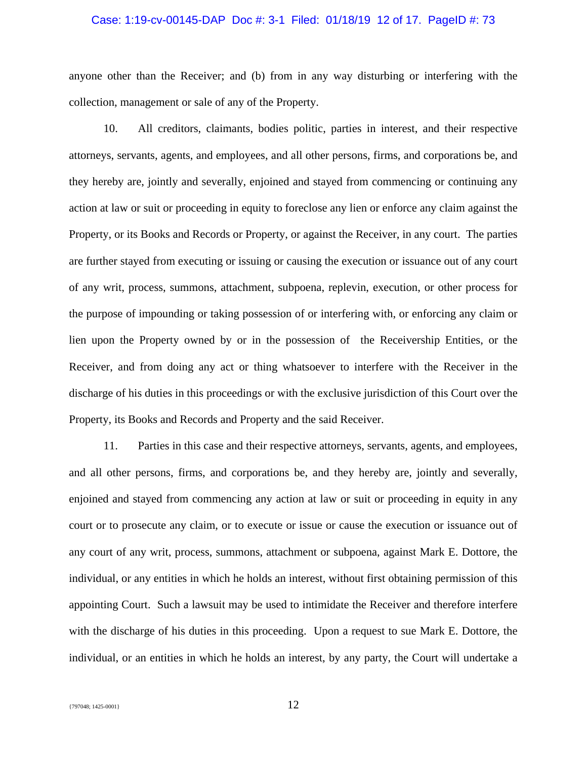anyone other than the Receiver; and (b) from in any way disturbing or interfering with the collection, management or sale of any of the Property.

10. All creditors, claimants, bodies politic, parties in interest, and their respective attorneys, servants, agents, and employees, and all other persons, firms, and corporations be, and they hereby are, jointly and severally, enjoined and stayed from commencing or continuing any action at law or suit or proceeding in equity to foreclose any lien or enforce any claim against the Property, or its Books and Records or Property, or against the Receiver, in any court. The parties are further stayed from executing or issuing or causing the execution or issuance out of any court of any writ, process, summons, attachment, subpoena, replevin, execution, or other process for the purpose of impounding or taking possession of or interfering with, or enforcing any claim or lien upon the Property owned by or in the possession of the Receivership Entities, or the Receiver, and from doing any act or thing whatsoever to interfere with the Receiver in the discharge of his duties in this proceedings or with the exclusive jurisdiction of this Court over the Property, its Books and Records and Property and the said Receiver.

11. Parties in this case and their respective attorneys, servants, agents, and employees, and all other persons, firms, and corporations be, and they hereby are, jointly and severally, enjoined and stayed from commencing any action at law or suit or proceeding in equity in any court or to prosecute any claim, or to execute or issue or cause the execution or issuance out of any court of any writ, process, summons, attachment or subpoena, against Mark E. Dottore, the individual, or any entities in which he holds an interest, without first obtaining permission of this appointing Court. Such a lawsuit may be used to intimidate the Receiver and therefore interfere with the discharge of his duties in this proceeding. Upon a request to sue Mark E. Dottore, the individual, or an entities in which he holds an interest, by any party, the Court will undertake a

{797048; 1425-0001}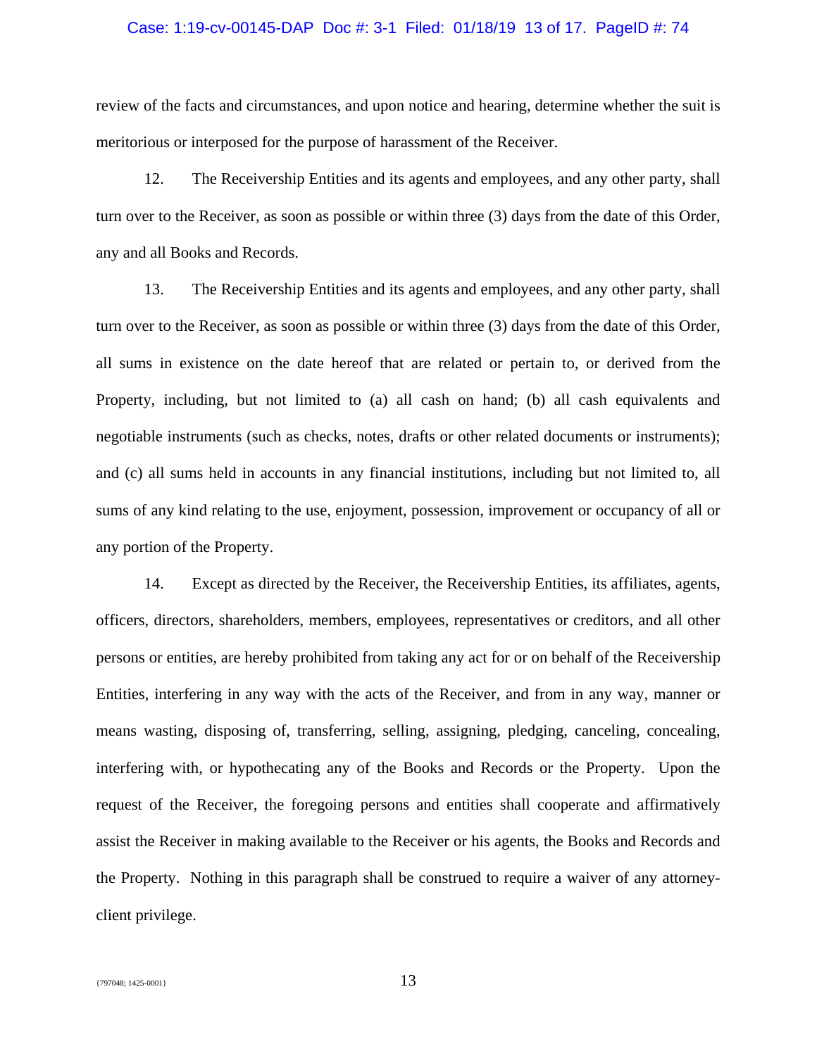review of the facts and circumstances, and upon notice and hearing, determine whether the suit is meritorious or interposed for the purpose of harassment of the Receiver.

12. The Receivership Entities and its agents and employees, and any other party, shall turn over to the Receiver, as soon as possible or within three (3) days from the date of this Order, any and all Books and Records.

13. The Receivership Entities and its agents and employees, and any other party, shall turn over to the Receiver, as soon as possible or within three (3) days from the date of this Order, all sums in existence on the date hereof that are related or pertain to, or derived from the Property, including, but not limited to (a) all cash on hand; (b) all cash equivalents and negotiable instruments (such as checks, notes, drafts or other related documents or instruments); and (c) all sums held in accounts in any financial institutions, including but not limited to, all sums of any kind relating to the use, enjoyment, possession, improvement or occupancy of all or any portion of the Property.

14. Except as directed by the Receiver, the Receivership Entities, its affiliates, agents, officers, directors, shareholders, members, employees, representatives or creditors, and all other persons or entities, are hereby prohibited from taking any act for or on behalf of the Receivership Entities, interfering in any way with the acts of the Receiver, and from in any way, manner or means wasting, disposing of, transferring, selling, assigning, pledging, canceling, concealing, interfering with, or hypothecating any of the Books and Records or the Property. Upon the request of the Receiver, the foregoing persons and entities shall cooperate and affirmatively assist the Receiver in making available to the Receiver or his agents, the Books and Records and the Property. Nothing in this paragraph shall be construed to require a waiver of any attorney-client privilege.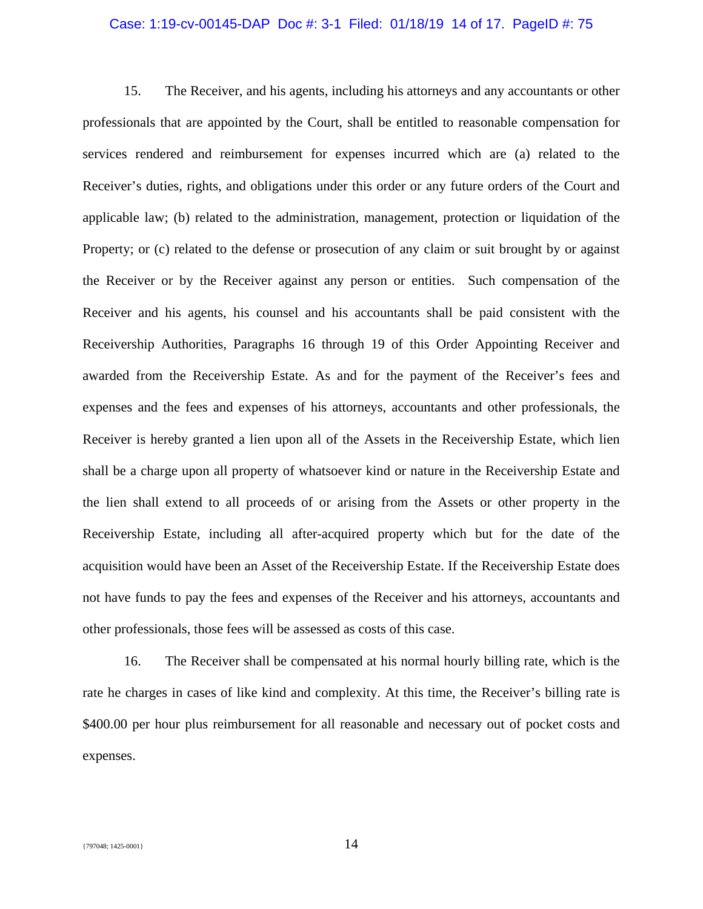15. The Receiver, and his agents, including his attorneys and any accountants or other professionals that are appointed by the Court, shall be entitled to reasonable compensation for services rendered and reimbursement for expenses incurred which are (a) related to the Receiver's duties, rights, and obligations under this order or any future orders of the Court and applicable law; (b) related to the administration, management, protection or liquidation of the Property; or (c) related to the defense or prosecution of any claim or suit brought by or against the Receiver or by the Receiver against any person or entities. Such compensation of the Receiver and his agents, his counsel and his accountants shall be paid consistent with the Receivership Authorities, Paragraphs 16 through 19 of this Order Appointing Receiver and awarded from the Receivership Estate. As and for the payment of the Receiver's fees and expenses and the fees and expenses of his attorneys, accountants and other professionals, the Receiver is hereby granted a lien upon all of the Assets in the Receivership Estate, which lien shall be a charge upon all property of whatsoever kind or nature in the Receivership Estate and the lien shall extend to all proceeds of or arising from the Assets or other property in the Receivership Estate, including all after-acquired property which but for the date of the acquisition would have been an Asset of the Receivership Estate. If the Receivership Estate does not have funds to pay the fees and expenses of the Receiver and his attorneys, accountants and other professionals, those fees will be assessed as costs of this case.

16. The Receiver shall be compensated at his normal hourly billing rate, which is the rate he charges in cases of like kind and complexity. At this time, the Receiver's billing rate is $400.00 per hour plus reimbursement for all reasonable and necessary out of pocket costs and expenses.

{797048; 1425-0001}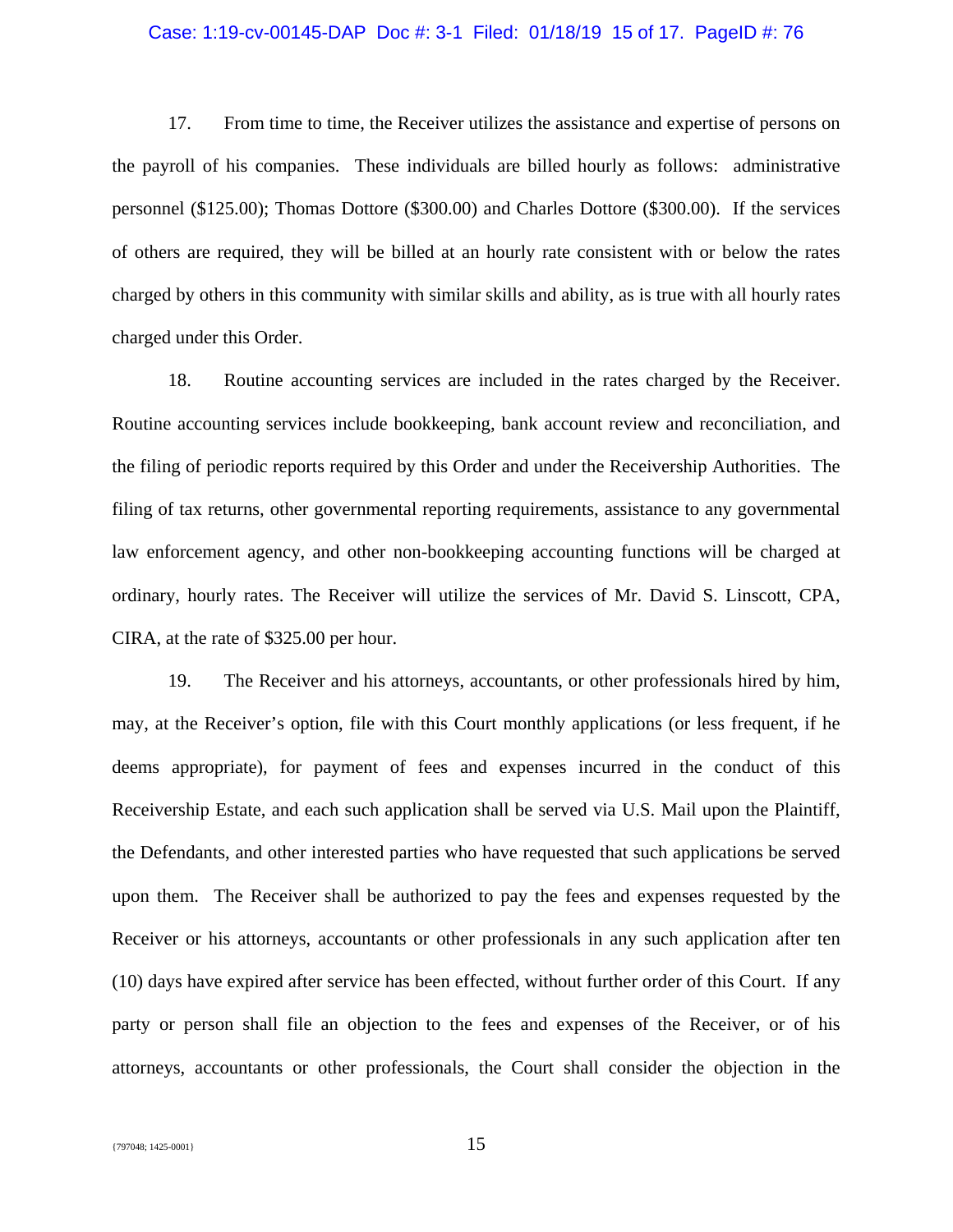17. From time to time, the Receiver utilizes the assistance and expertise of persons on the payroll of his companies. These individuals are billed hourly as follows: administrative personnel ($125.00); Thomas Dottore ($300.00) and Charles Dottore ($300.00). If the services of others are required, they will be billed at an hourly rate consistent with or below the rates charged by others in this community with similar skills and ability, as is true with all hourly rates charged under this Order.

18. Routine accounting services are included in the rates charged by the Receiver. Routine accounting services include bookkeeping, bank account review and reconciliation, and the filing of periodic reports required by this Order and under the Receivership Authorities. The filing of tax returns, other governmental reporting requirements, assistance to any governmental law enforcement agency, and other non-bookkeeping accounting functions will be charged at ordinary, hourly rates. The Receiver will utilize the services of Mr. David S. Linscott, CPA, CIRA, at the rate of $325.00 per hour.

19. The Receiver and his attorneys, accountants, or other professionals hired by him, may, at the Receiver's option, file with this Court monthly applications (or less frequent, if he deems appropriate), for payment of fees and expenses incurred in the conduct of this Receivership Estate, and each such application shall be served via U.S. Mail upon the Plaintiff, the Defendants, and other interested parties who have requested that such applications be served upon them. The Receiver shall be authorized to pay the fees and expenses requested by the Receiver or his attorneys, accountants or other professionals in any such application after ten (10) days have expired after service has been effected, without further order of this Court. If any party or person shall file an objection to the fees and expenses of the Receiver, or of his attorneys, accountants or other professionals, the Court shall consider the objection in the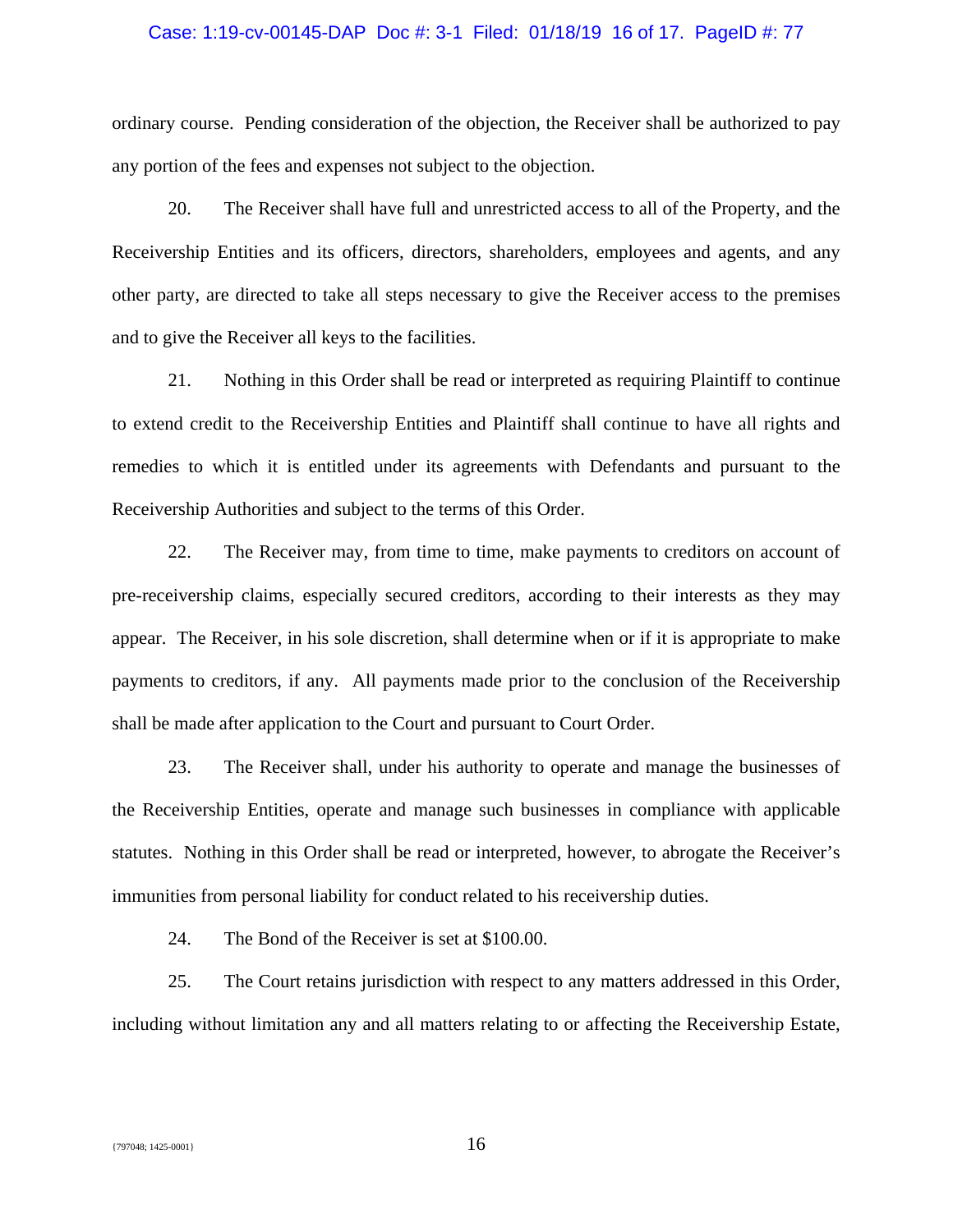ordinary course. Pending consideration of the objection, the Receiver shall be authorized to pay any portion of the fees and expenses not subject to the objection.

20. The Receiver shall have full and unrestricted access to all of the Property, and the Receivership Entities and its officers, directors, shareholders, employees and agents, and any other party, are directed to take all steps necessary to give the Receiver access to the premises and to give the Receiver all keys to the facilities.

21. Nothing in this Order shall be read or interpreted as requiring Plaintiff to continue to extend credit to the Receivership Entities and Plaintiff shall continue to have all rights and remedies to which it is entitled under its agreements with Defendants and pursuant to the Receivership Authorities and subject to the terms of this Order.

22. The Receiver may, from time to time, make payments to creditors on account of pre-receivership claims, especially secured creditors, according to their interests as they may appear. The Receiver, in his sole discretion, shall determine when or if it is appropriate to make payments to creditors, if any. All payments made prior to the conclusion of the Receivership shall be made after application to the Court and pursuant to Court Order.

23. The Receiver shall, under his authority to operate and manage the businesses of the Receivership Entities, operate and manage such businesses in compliance with applicable statutes. Nothing in this Order shall be read or interpreted, however, to abrogate the Receiver's immunities from personal liability for conduct related to his receivership duties.

24. The Bond of the Receiver is set at $100.00.

25. The Court retains jurisdiction with respect to any matters addressed in this Order, including without limitation any and all matters relating to or affecting the Receivership Estate,

{797048; 1425-0001}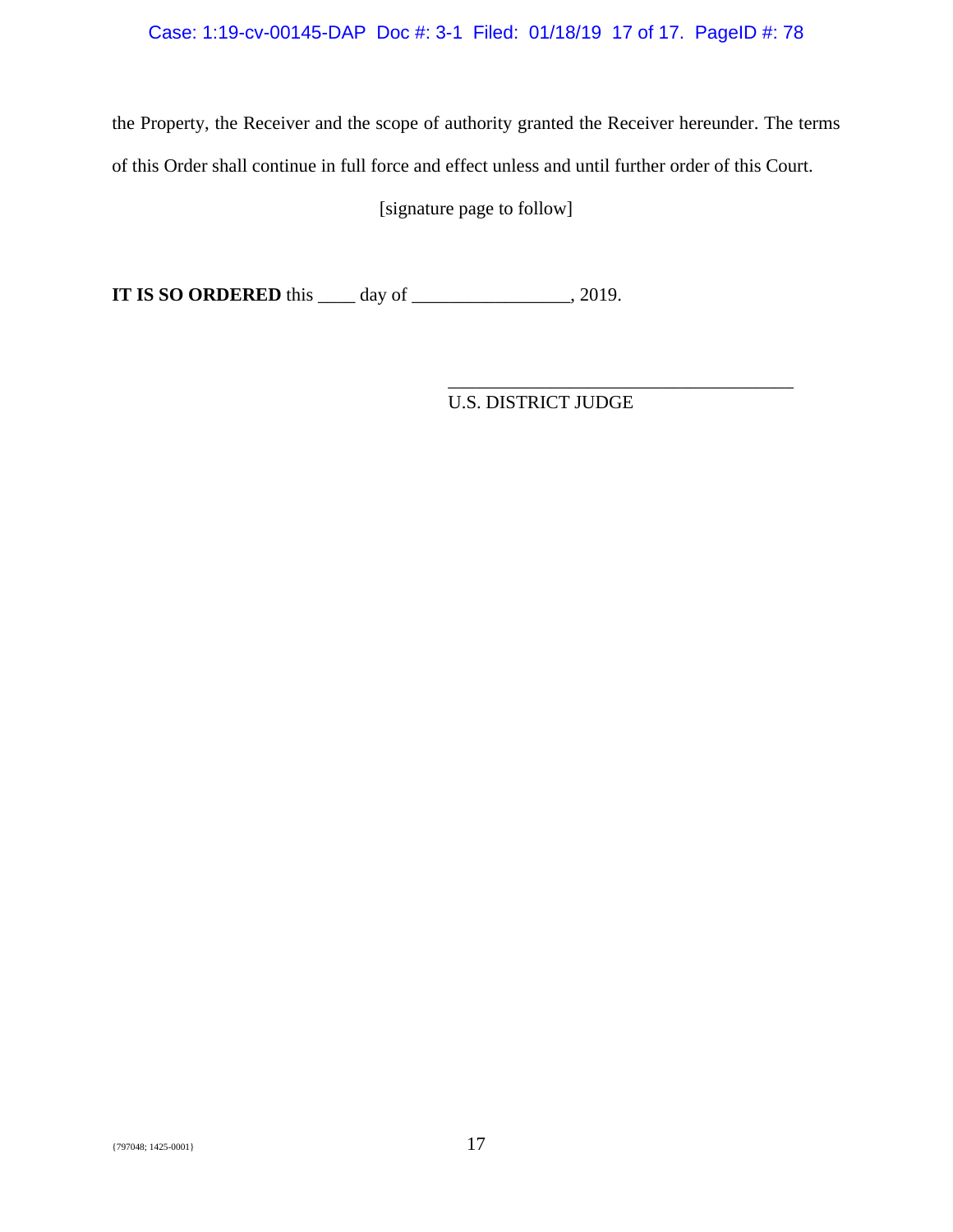the Property, the Receiver and the scope of authority granted the Receiver hereunder. The terms of this Order shall continue in full force and effect unless and until further order of this Court.

[signature page to follow]

**IT IS SO ORDERED** this ____ day of _________________, 2019.

_______________________________________
U.S. DISTRICT JUDGE

{797048; 1425-0001}